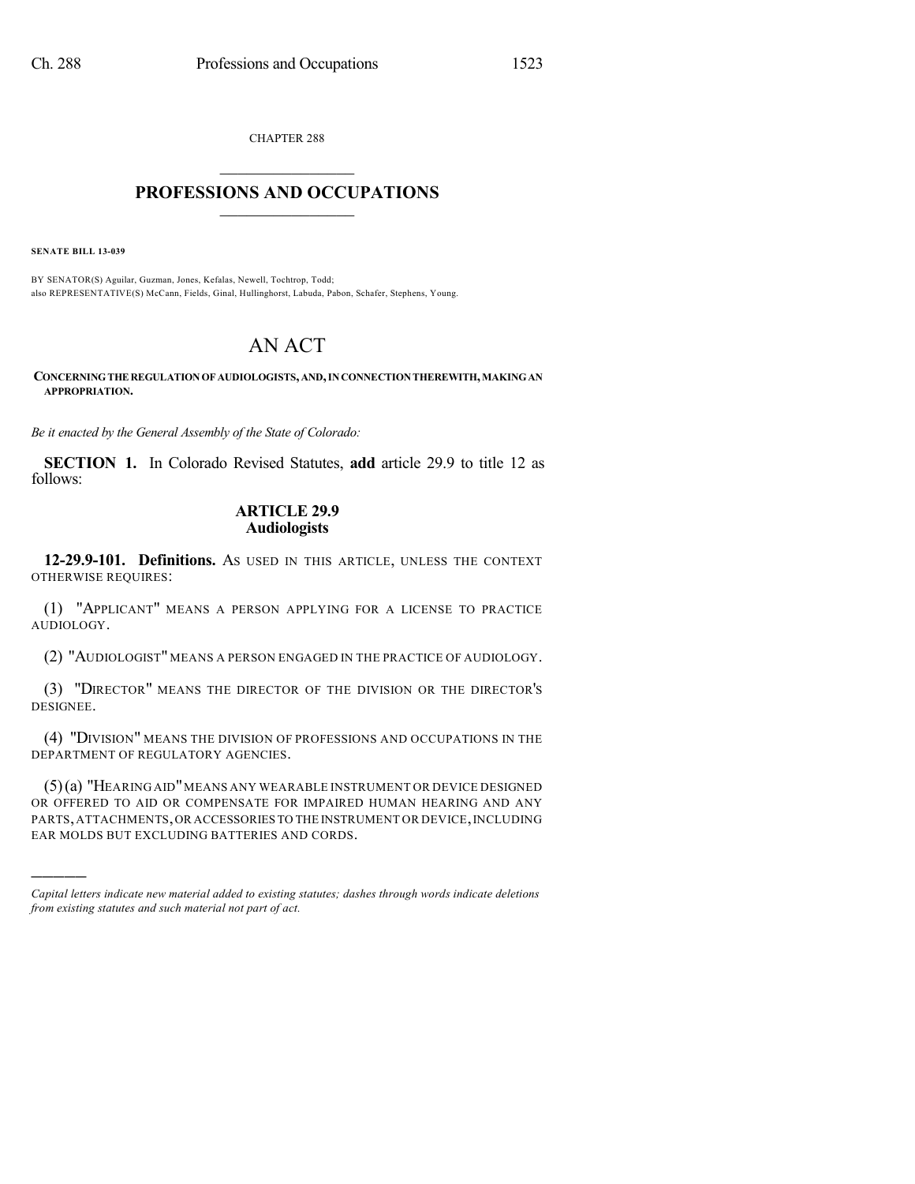CHAPTER 288

# PROFESSIONS AND OCCUPATIONS

**SENATE BILL 13-039**

BY SENATOR(S) Aguilar, Guzman, Jones, Kefalas, Newell, Tochtrop, Todd;
also REPRESENTATIVE(S) McCann, Fields, Ginal, Hullinghorst, Labuda, Pabon, Schafer, Stephens, Young.

# AN ACT

**CONCERNING THE REGULATION OF AUDIOLOGISTS, AND, IN CONNECTION THEREWITH, MAKING AN APPROPRIATION.**

*Be it enacted by the General Assembly of the State of Colorado:*

**SECTION 1.** In Colorado Revised Statutes, **add** article 29.9 to title 12 as follows:

## ARTICLE 29.9
## Audiologists

**12-29.9-101. Definitions.** AS USED IN THIS ARTICLE, UNLESS THE CONTEXT OTHERWISE REQUIRES:

(1) "APPLICANT" MEANS A PERSON APPLYING FOR A LICENSE TO PRACTICE AUDIOLOGY.

(2) "AUDIOLOGIST" MEANS A PERSON ENGAGED IN THE PRACTICE OF AUDIOLOGY.

(3) "DIRECTOR" MEANS THE DIRECTOR OF THE DIVISION OR THE DIRECTOR'S DESIGNEE.

(4) "DIVISION" MEANS THE DIVISION OF PROFESSIONS AND OCCUPATIONS IN THE DEPARTMENT OF REGULATORY AGENCIES.

(5) (a) "HEARING AID" MEANS ANY WEARABLE INSTRUMENT OR DEVICE DESIGNED OR OFFERED TO AID OR COMPENSATE FOR IMPAIRED HUMAN HEARING AND ANY PARTS, ATTACHMENTS, OR ACCESSORIES TO THE INSTRUMENT OR DEVICE, INCLUDING EAR MOLDS BUT EXCLUDING BATTERIES AND CORDS.

---

*Capital letters indicate new material added to existing statutes; dashes through words indicate deletions from existing statutes and such material not part of act.*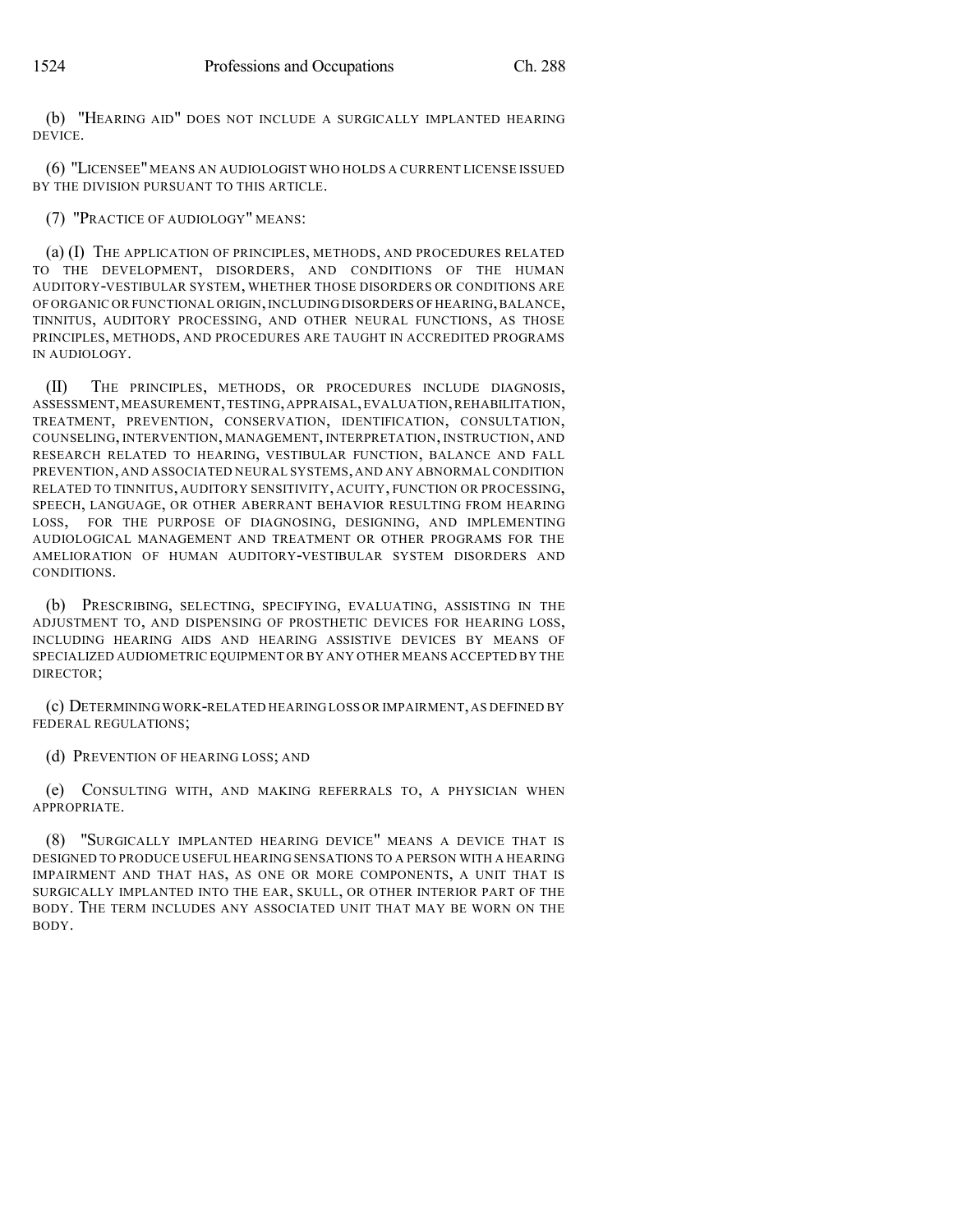(b) "HEARING AID" DOES NOT INCLUDE A SURGICALLY IMPLANTED HEARING DEVICE.

(6) "LICENSEE" MEANS AN AUDIOLOGIST WHO HOLDS A CURRENT LICENSE ISSUED BY THE DIVISION PURSUANT TO THIS ARTICLE.

(7) "PRACTICE OF AUDIOLOGY" MEANS:

(a) (I) THE APPLICATION OF PRINCIPLES, METHODS, AND PROCEDURES RELATED TO THE DEVELOPMENT, DISORDERS, AND CONDITIONS OF THE HUMAN AUDITORY-VESTIBULAR SYSTEM, WHETHER THOSE DISORDERS OR CONDITIONS ARE OF ORGANIC OR FUNCTIONAL ORIGIN, INCLUDING DISORDERS OF HEARING, BALANCE, TINNITUS, AUDITORY PROCESSING, AND OTHER NEURAL FUNCTIONS, AS THOSE PRINCIPLES, METHODS, AND PROCEDURES ARE TAUGHT IN ACCREDITED PROGRAMS IN AUDIOLOGY.

(II) THE PRINCIPLES, METHODS, OR PROCEDURES INCLUDE DIAGNOSIS, ASSESSMENT, MEASUREMENT, TESTING, APPRAISAL, EVALUATION, REHABILITATION, TREATMENT, PREVENTION, CONSERVATION, IDENTIFICATION, CONSULTATION, COUNSELING, INTERVENTION, MANAGEMENT, INTERPRETATION, INSTRUCTION, AND RESEARCH RELATED TO HEARING, VESTIBULAR FUNCTION, BALANCE AND FALL PREVENTION, AND ASSOCIATED NEURAL SYSTEMS, AND ANY ABNORMAL CONDITION RELATED TO TINNITUS, AUDITORY SENSITIVITY, ACUITY, FUNCTION OR PROCESSING, SPEECH, LANGUAGE, OR OTHER ABERRANT BEHAVIOR RESULTING FROM HEARING LOSS, FOR THE PURPOSE OF DIAGNOSING, DESIGNING, AND IMPLEMENTING AUDIOLOGICAL MANAGEMENT AND TREATMENT OR OTHER PROGRAMS FOR THE AMELIORATION OF HUMAN AUDITORY-VESTIBULAR SYSTEM DISORDERS AND CONDITIONS.

(b) PRESCRIBING, SELECTING, SPECIFYING, EVALUATING, ASSISTING IN THE ADJUSTMENT TO, AND DISPENSING OF PROSTHETIC DEVICES FOR HEARING LOSS, INCLUDING HEARING AIDS AND HEARING ASSISTIVE DEVICES BY MEANS OF SPECIALIZED AUDIOMETRIC EQUIPMENT OR BY ANY OTHER MEANS ACCEPTED BY THE DIRECTOR;

(c) DETERMINING WORK-RELATED HEARING LOSS OR IMPAIRMENT, AS DEFINED BY FEDERAL REGULATIONS;

(d) PREVENTION OF HEARING LOSS; AND

(e) CONSULTING WITH, AND MAKING REFERRALS TO, A PHYSICIAN WHEN APPROPRIATE.

(8) "SURGICALLY IMPLANTED HEARING DEVICE" MEANS A DEVICE THAT IS DESIGNED TO PRODUCE USEFUL HEARING SENSATIONS TO A PERSON WITH A HEARING IMPAIRMENT AND THAT HAS, AS ONE OR MORE COMPONENTS, A UNIT THAT IS SURGICALLY IMPLANTED INTO THE EAR, SKULL, OR OTHER INTERIOR PART OF THE BODY. THE TERM INCLUDES ANY ASSOCIATED UNIT THAT MAY BE WORN ON THE BODY.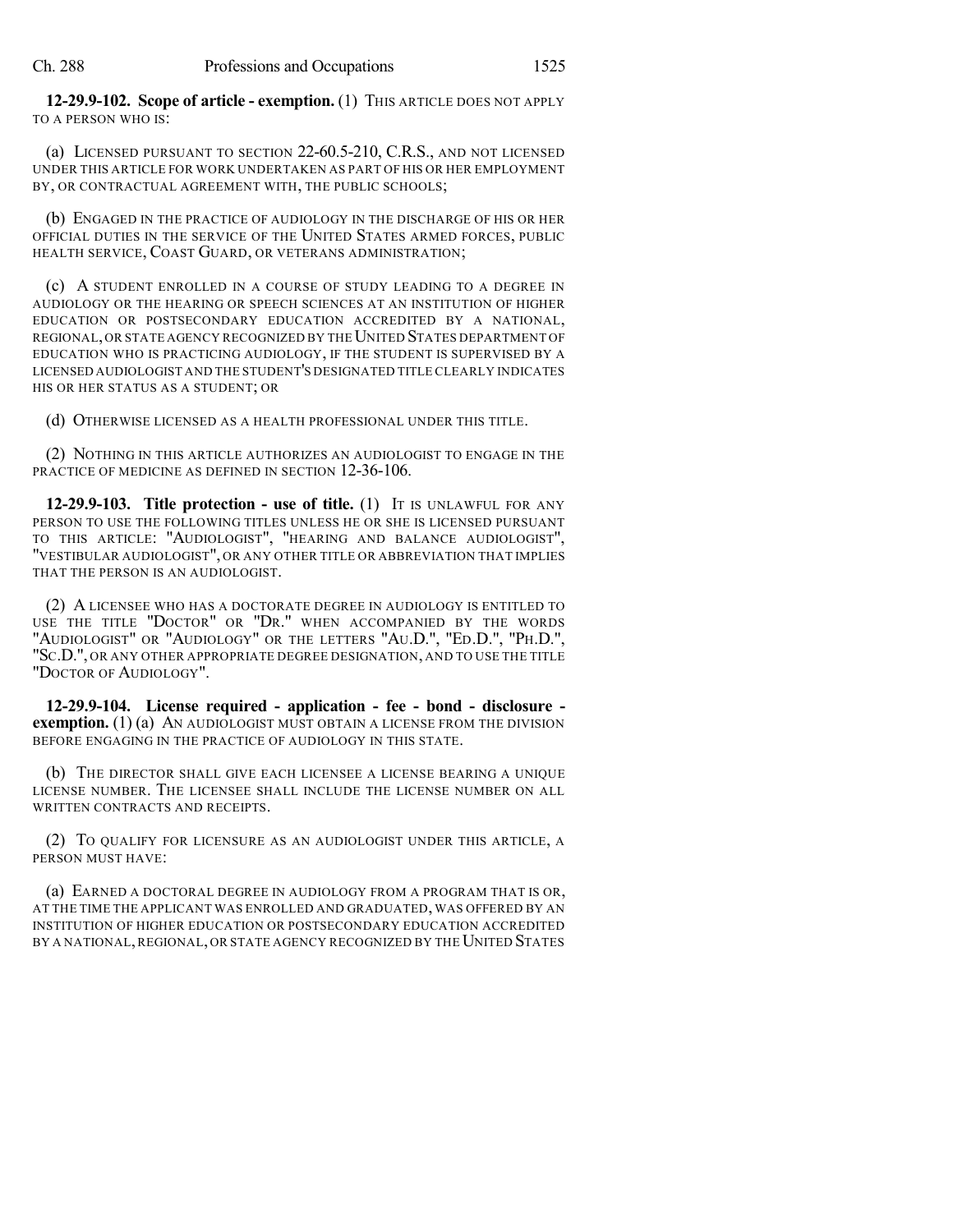**12-29.9-102. Scope of article - exemption.** (1) THIS ARTICLE DOES NOT APPLY TO A PERSON WHO IS:

(a) LICENSED PURSUANT TO SECTION 22-60.5-210, C.R.S., AND NOT LICENSED UNDER THIS ARTICLE FOR WORK UNDERTAKEN AS PART OF HIS OR HER EMPLOYMENT BY, OR CONTRACTUAL AGREEMENT WITH, THE PUBLIC SCHOOLS;

(b) ENGAGED IN THE PRACTICE OF AUDIOLOGY IN THE DISCHARGE OF HIS OR HER OFFICIAL DUTIES IN THE SERVICE OF THE UNITED STATES ARMED FORCES, PUBLIC HEALTH SERVICE, COAST GUARD, OR VETERANS ADMINISTRATION;

(c) A STUDENT ENROLLED IN A COURSE OF STUDY LEADING TO A DEGREE IN AUDIOLOGY OR THE HEARING OR SPEECH SCIENCES AT AN INSTITUTION OF HIGHER EDUCATION OR POSTSECONDARY EDUCATION ACCREDITED BY A NATIONAL, REGIONAL, OR STATE AGENCY RECOGNIZED BY THE UNITED STATES DEPARTMENT OF EDUCATION WHO IS PRACTICING AUDIOLOGY, IF THE STUDENT IS SUPERVISED BY A LICENSED AUDIOLOGIST AND THE STUDENT'S DESIGNATED TITLE CLEARLY INDICATES HIS OR HER STATUS AS A STUDENT; OR

(d) OTHERWISE LICENSED AS A HEALTH PROFESSIONAL UNDER THIS TITLE.

(2) NOTHING IN THIS ARTICLE AUTHORIZES AN AUDIOLOGIST TO ENGAGE IN THE PRACTICE OF MEDICINE AS DEFINED IN SECTION 12-36-106.

**12-29.9-103. Title protection - use of title.** (1) IT IS UNLAWFUL FOR ANY PERSON TO USE THE FOLLOWING TITLES UNLESS HE OR SHE IS LICENSED PURSUANT TO THIS ARTICLE: "AUDIOLOGIST", "HEARING AND BALANCE AUDIOLOGIST", "VESTIBULAR AUDIOLOGIST", OR ANY OTHER TITLE OR ABBREVIATION THAT IMPLIES THAT THE PERSON IS AN AUDIOLOGIST.

(2) A LICENSEE WHO HAS A DOCTORATE DEGREE IN AUDIOLOGY IS ENTITLED TO USE THE TITLE "DOCTOR" OR "DR." WHEN ACCOMPANIED BY THE WORDS "AUDIOLOGIST" OR "AUDIOLOGY" OR THE LETTERS "AU.D.", "ED.D.", "PH.D.", "SC.D.", OR ANY OTHER APPROPRIATE DEGREE DESIGNATION, AND TO USE THE TITLE "DOCTOR OF AUDIOLOGY".

**12-29.9-104. License required - application - fee - bond - disclosure - exemption.** (1) (a) AN AUDIOLOGIST MUST OBTAIN A LICENSE FROM THE DIVISION BEFORE ENGAGING IN THE PRACTICE OF AUDIOLOGY IN THIS STATE.

(b) THE DIRECTOR SHALL GIVE EACH LICENSEE A LICENSE BEARING A UNIQUE LICENSE NUMBER. THE LICENSEE SHALL INCLUDE THE LICENSE NUMBER ON ALL WRITTEN CONTRACTS AND RECEIPTS.

(2) TO QUALIFY FOR LICENSURE AS AN AUDIOLOGIST UNDER THIS ARTICLE, A PERSON MUST HAVE:

(a) EARNED A DOCTORAL DEGREE IN AUDIOLOGY FROM A PROGRAM THAT IS OR, AT THE TIME THE APPLICANT WAS ENROLLED AND GRADUATED, WAS OFFERED BY AN INSTITUTION OF HIGHER EDUCATION OR POSTSECONDARY EDUCATION ACCREDITED BY A NATIONAL, REGIONAL, OR STATE AGENCY RECOGNIZED BY THE UNITED STATES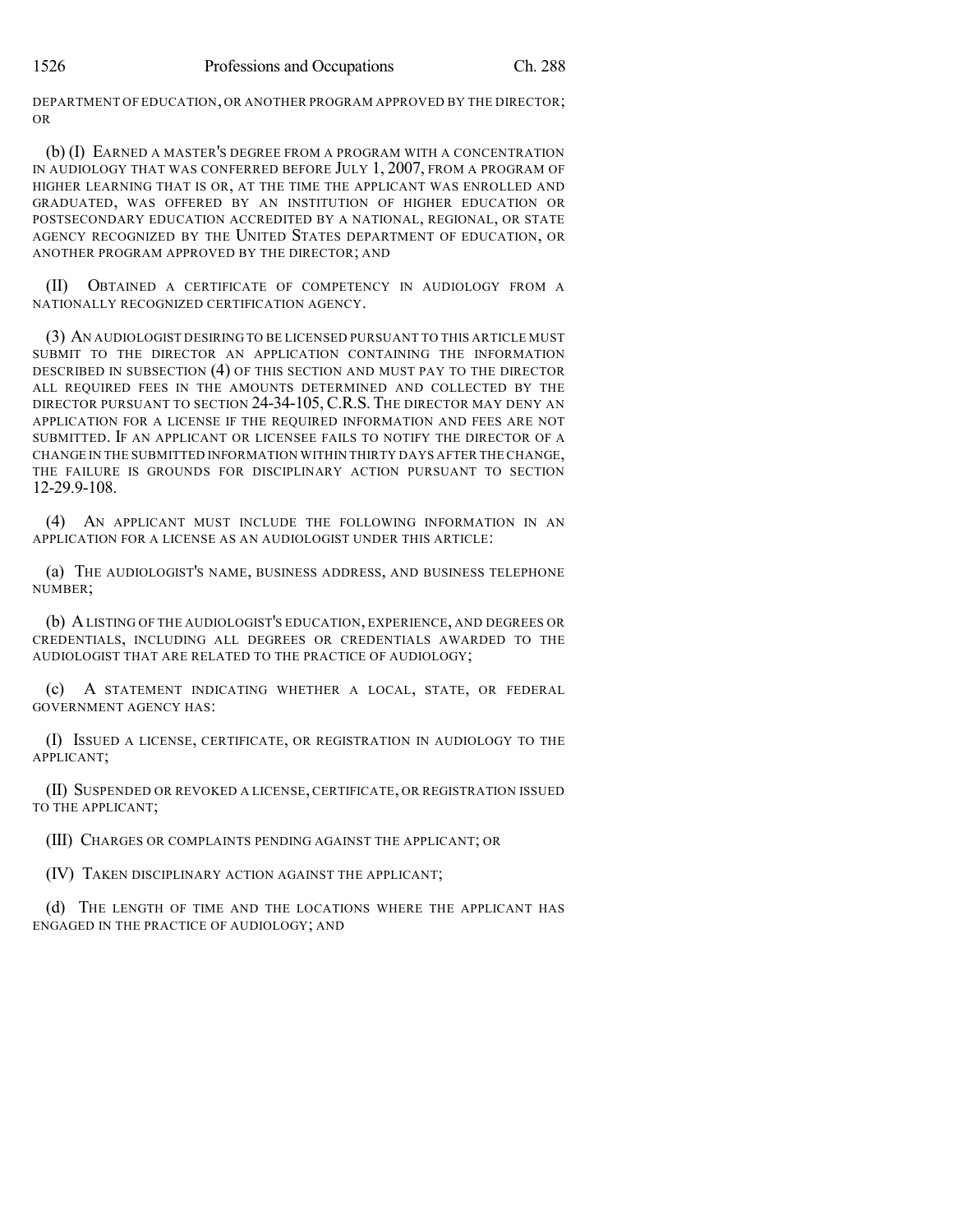DEPARTMENT OF EDUCATION, OR ANOTHER PROGRAM APPROVED BY THE DIRECTOR; OR

(b) (I) EARNED A MASTER'S DEGREE FROM A PROGRAM WITH A CONCENTRATION IN AUDIOLOGY THAT WAS CONFERRED BEFORE JULY 1, 2007, FROM A PROGRAM OF HIGHER LEARNING THAT IS OR, AT THE TIME THE APPLICANT WAS ENROLLED AND GRADUATED, WAS OFFERED BY AN INSTITUTION OF HIGHER EDUCATION OR POSTSECONDARY EDUCATION ACCREDITED BY A NATIONAL, REGIONAL, OR STATE AGENCY RECOGNIZED BY THE UNITED STATES DEPARTMENT OF EDUCATION, OR ANOTHER PROGRAM APPROVED BY THE DIRECTOR; AND

(II) OBTAINED A CERTIFICATE OF COMPETENCY IN AUDIOLOGY FROM A NATIONALLY RECOGNIZED CERTIFICATION AGENCY.

(3) AN AUDIOLOGIST DESIRING TO BE LICENSED PURSUANT TO THIS ARTICLE MUST SUBMIT TO THE DIRECTOR AN APPLICATION CONTAINING THE INFORMATION DESCRIBED IN SUBSECTION (4) OF THIS SECTION AND MUST PAY TO THE DIRECTOR ALL REQUIRED FEES IN THE AMOUNTS DETERMINED AND COLLECTED BY THE DIRECTOR PURSUANT TO SECTION 24-34-105, C.R.S. THE DIRECTOR MAY DENY AN APPLICATION FOR A LICENSE IF THE REQUIRED INFORMATION AND FEES ARE NOT SUBMITTED. IF AN APPLICANT OR LICENSEE FAILS TO NOTIFY THE DIRECTOR OF A CHANGE IN THE SUBMITTED INFORMATION WITHIN THIRTY DAYS AFTER THE CHANGE, THE FAILURE IS GROUNDS FOR DISCIPLINARY ACTION PURSUANT TO SECTION 12-29.9-108.

(4) AN APPLICANT MUST INCLUDE THE FOLLOWING INFORMATION IN AN APPLICATION FOR A LICENSE AS AN AUDIOLOGIST UNDER THIS ARTICLE:

(a) THE AUDIOLOGIST'S NAME, BUSINESS ADDRESS, AND BUSINESS TELEPHONE NUMBER;

(b) A LISTING OF THE AUDIOLOGIST'S EDUCATION, EXPERIENCE, AND DEGREES OR CREDENTIALS, INCLUDING ALL DEGREES OR CREDENTIALS AWARDED TO THE AUDIOLOGIST THAT ARE RELATED TO THE PRACTICE OF AUDIOLOGY;

(c) A STATEMENT INDICATING WHETHER A LOCAL, STATE, OR FEDERAL GOVERNMENT AGENCY HAS:

(I) ISSUED A LICENSE, CERTIFICATE, OR REGISTRATION IN AUDIOLOGY TO THE APPLICANT;

(II) SUSPENDED OR REVOKED A LICENSE, CERTIFICATE, OR REGISTRATION ISSUED TO THE APPLICANT;

(III) CHARGES OR COMPLAINTS PENDING AGAINST THE APPLICANT; OR

(IV) TAKEN DISCIPLINARY ACTION AGAINST THE APPLICANT;

(d) THE LENGTH OF TIME AND THE LOCATIONS WHERE THE APPLICANT HAS ENGAGED IN THE PRACTICE OF AUDIOLOGY; AND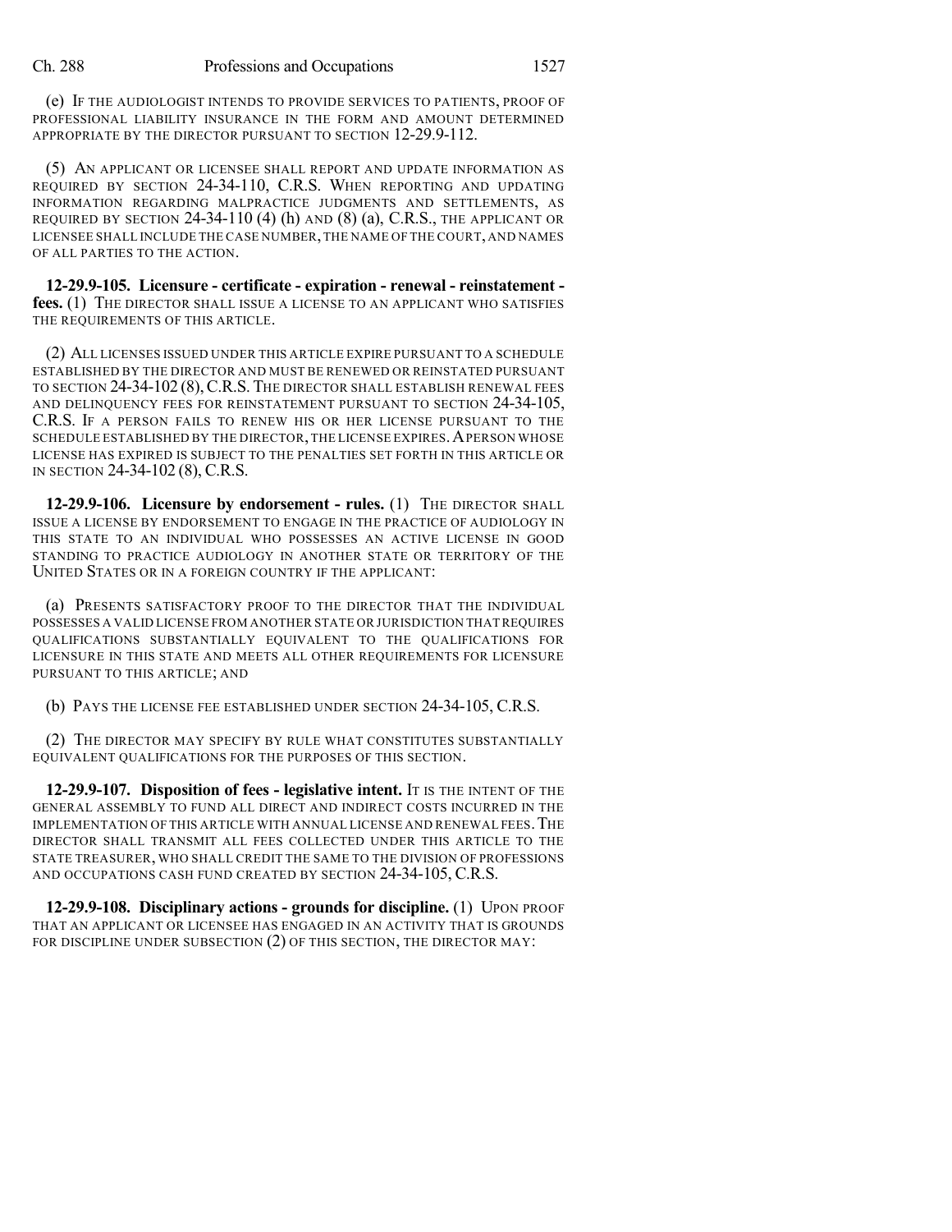(e) IF THE AUDIOLOGIST INTENDS TO PROVIDE SERVICES TO PATIENTS, PROOF OF PROFESSIONAL LIABILITY INSURANCE IN THE FORM AND AMOUNT DETERMINED APPROPRIATE BY THE DIRECTOR PURSUANT TO SECTION 12-29.9-112.

(5) AN APPLICANT OR LICENSEE SHALL REPORT AND UPDATE INFORMATION AS REQUIRED BY SECTION 24-34-110, C.R.S. WHEN REPORTING AND UPDATING INFORMATION REGARDING MALPRACTICE JUDGMENTS AND SETTLEMENTS, AS REQUIRED BY SECTION 24-34-110 (4) (h) AND (8) (a), C.R.S., THE APPLICANT OR LICENSEE SHALL INCLUDE THE CASE NUMBER, THE NAME OF THE COURT, AND NAMES OF ALL PARTIES TO THE ACTION.

**12-29.9-105. Licensure - certificate - expiration - renewal - reinstatement - fees.** (1) THE DIRECTOR SHALL ISSUE A LICENSE TO AN APPLICANT WHO SATISFIES THE REQUIREMENTS OF THIS ARTICLE.

(2) ALL LICENSES ISSUED UNDER THIS ARTICLE EXPIRE PURSUANT TO A SCHEDULE ESTABLISHED BY THE DIRECTOR AND MUST BE RENEWED OR REINSTATED PURSUANT TO SECTION 24-34-102 (8), C.R.S. THE DIRECTOR SHALL ESTABLISH RENEWAL FEES AND DELINQUENCY FEES FOR REINSTATEMENT PURSUANT TO SECTION 24-34-105, C.R.S. IF A PERSON FAILS TO RENEW HIS OR HER LICENSE PURSUANT TO THE SCHEDULE ESTABLISHED BY THE DIRECTOR, THE LICENSE EXPIRES. A PERSON WHOSE LICENSE HAS EXPIRED IS SUBJECT TO THE PENALTIES SET FORTH IN THIS ARTICLE OR IN SECTION 24-34-102 (8), C.R.S.

**12-29.9-106. Licensure by endorsement - rules.** (1) THE DIRECTOR SHALL ISSUE A LICENSE BY ENDORSEMENT TO ENGAGE IN THE PRACTICE OF AUDIOLOGY IN THIS STATE TO AN INDIVIDUAL WHO POSSESSES AN ACTIVE LICENSE IN GOOD STANDING TO PRACTICE AUDIOLOGY IN ANOTHER STATE OR TERRITORY OF THE UNITED STATES OR IN A FOREIGN COUNTRY IF THE APPLICANT:

(a) PRESENTS SATISFACTORY PROOF TO THE DIRECTOR THAT THE INDIVIDUAL POSSESSES A VALID LICENSE FROM ANOTHER STATE OR JURISDICTION THAT REQUIRES QUALIFICATIONS SUBSTANTIALLY EQUIVALENT TO THE QUALIFICATIONS FOR LICENSURE IN THIS STATE AND MEETS ALL OTHER REQUIREMENTS FOR LICENSURE PURSUANT TO THIS ARTICLE; AND

(b) PAYS THE LICENSE FEE ESTABLISHED UNDER SECTION 24-34-105, C.R.S.

(2) THE DIRECTOR MAY SPECIFY BY RULE WHAT CONSTITUTES SUBSTANTIALLY EQUIVALENT QUALIFICATIONS FOR THE PURPOSES OF THIS SECTION.

**12-29.9-107. Disposition of fees - legislative intent.** IT IS THE INTENT OF THE GENERAL ASSEMBLY TO FUND ALL DIRECT AND INDIRECT COSTS INCURRED IN THE IMPLEMENTATION OF THIS ARTICLE WITH ANNUAL LICENSE AND RENEWAL FEES. THE DIRECTOR SHALL TRANSMIT ALL FEES COLLECTED UNDER THIS ARTICLE TO THE STATE TREASURER, WHO SHALL CREDIT THE SAME TO THE DIVISION OF PROFESSIONS AND OCCUPATIONS CASH FUND CREATED BY SECTION 24-34-105, C.R.S.

**12-29.9-108. Disciplinary actions - grounds for discipline.** (1) UPON PROOF THAT AN APPLICANT OR LICENSEE HAS ENGAGED IN AN ACTIVITY THAT IS GROUNDS FOR DISCIPLINE UNDER SUBSECTION (2) OF THIS SECTION, THE DIRECTOR MAY: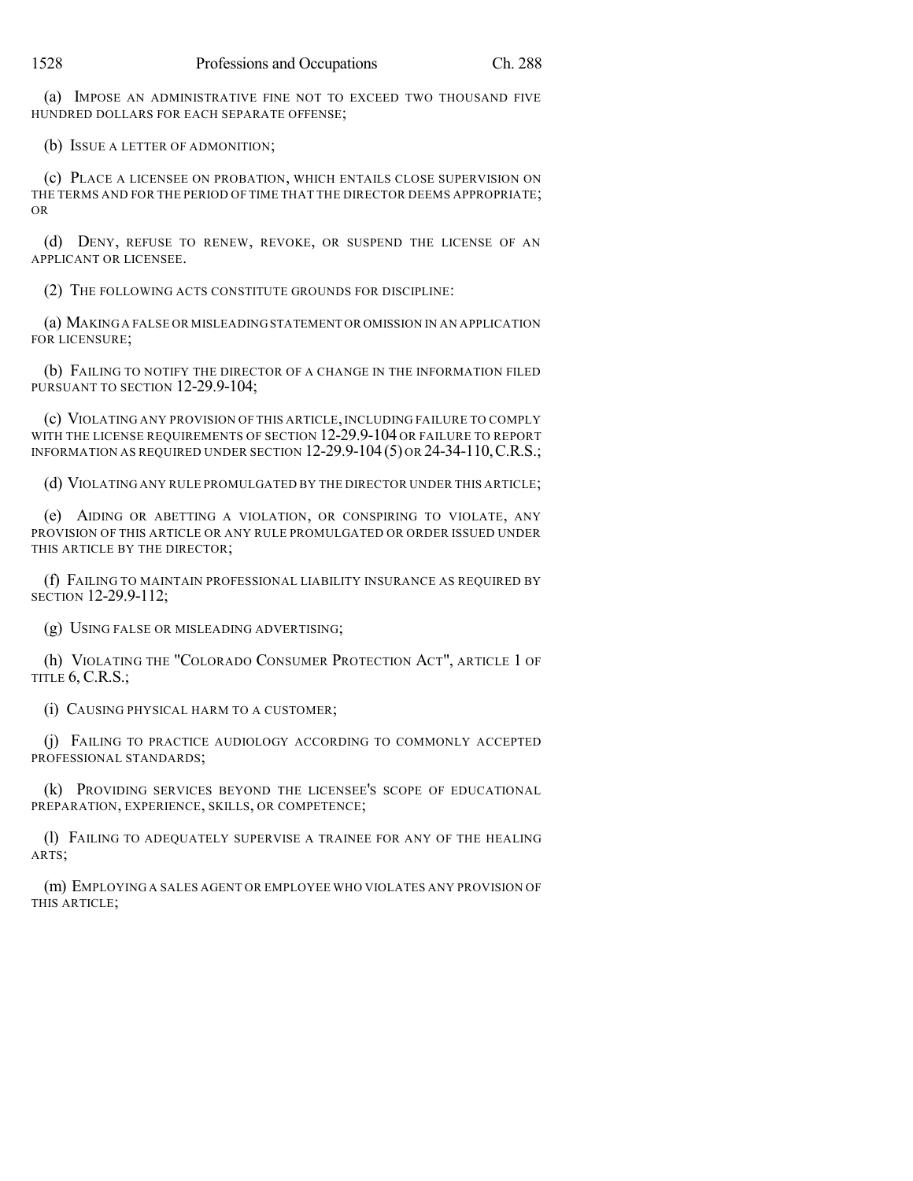(a) IMPOSE AN ADMINISTRATIVE FINE NOT TO EXCEED TWO THOUSAND FIVE HUNDRED DOLLARS FOR EACH SEPARATE OFFENSE;

(b) ISSUE A LETTER OF ADMONITION;

(c) PLACE A LICENSEE ON PROBATION, WHICH ENTAILS CLOSE SUPERVISION ON THE TERMS AND FOR THE PERIOD OF TIME THAT THE DIRECTOR DEEMS APPROPRIATE; OR

(d) DENY, REFUSE TO RENEW, REVOKE, OR SUSPEND THE LICENSE OF AN APPLICANT OR LICENSEE.

(2) THE FOLLOWING ACTS CONSTITUTE GROUNDS FOR DISCIPLINE:

(a) MAKING A FALSE OR MISLEADING STATEMENT OR OMISSION IN AN APPLICATION FOR LICENSURE;

(b) FAILING TO NOTIFY THE DIRECTOR OF A CHANGE IN THE INFORMATION FILED PURSUANT TO SECTION 12-29.9-104;

(c) VIOLATING ANY PROVISION OF THIS ARTICLE, INCLUDING FAILURE TO COMPLY WITH THE LICENSE REQUIREMENTS OF SECTION 12-29.9-104 OR FAILURE TO REPORT INFORMATION AS REQUIRED UNDER SECTION 12-29.9-104 (5) OR 24-34-110, C.R.S.;

(d) VIOLATING ANY RULE PROMULGATED BY THE DIRECTOR UNDER THIS ARTICLE;

(e) AIDING OR ABETTING A VIOLATION, OR CONSPIRING TO VIOLATE, ANY PROVISION OF THIS ARTICLE OR ANY RULE PROMULGATED OR ORDER ISSUED UNDER THIS ARTICLE BY THE DIRECTOR;

(f) FAILING TO MAINTAIN PROFESSIONAL LIABILITY INSURANCE AS REQUIRED BY SECTION 12-29.9-112;

(g) USING FALSE OR MISLEADING ADVERTISING;

(h) VIOLATING THE "COLORADO CONSUMER PROTECTION ACT", ARTICLE 1 OF TITLE 6, C.R.S.;

(i) CAUSING PHYSICAL HARM TO A CUSTOMER;

(j) FAILING TO PRACTICE AUDIOLOGY ACCORDING TO COMMONLY ACCEPTED PROFESSIONAL STANDARDS;

(k) PROVIDING SERVICES BEYOND THE LICENSEE'S SCOPE OF EDUCATIONAL PREPARATION, EXPERIENCE, SKILLS, OR COMPETENCE;

(l) FAILING TO ADEQUATELY SUPERVISE A TRAINEE FOR ANY OF THE HEALING ARTS;

(m) EMPLOYING A SALES AGENT OR EMPLOYEE WHO VIOLATES ANY PROVISION OF THIS ARTICLE;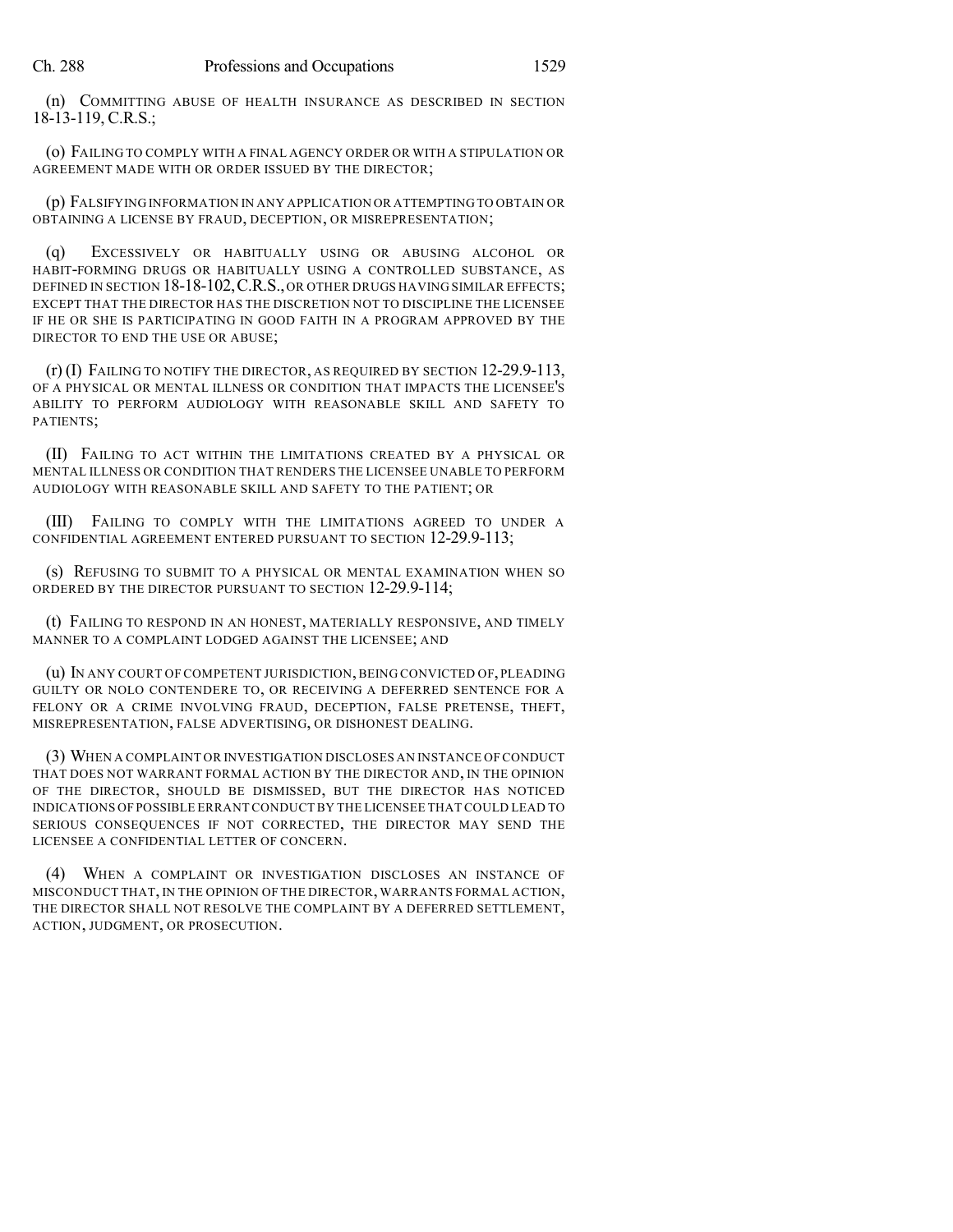(n) COMMITTING ABUSE OF HEALTH INSURANCE AS DESCRIBED IN SECTION 18-13-119, C.R.S.;

(o) FAILING TO COMPLY WITH A FINAL AGENCY ORDER OR WITH A STIPULATION OR AGREEMENT MADE WITH OR ORDER ISSUED BY THE DIRECTOR;

(p) FALSIFYING INFORMATION IN ANY APPLICATION OR ATTEMPTING TO OBTAIN OR OBTAINING A LICENSE BY FRAUD, DECEPTION, OR MISREPRESENTATION;

(q) EXCESSIVELY OR HABITUALLY USING OR ABUSING ALCOHOL OR HABIT-FORMING DRUGS OR HABITUALLY USING A CONTROLLED SUBSTANCE, AS DEFINED IN SECTION 18-18-102, C.R.S., OR OTHER DRUGS HAVING SIMILAR EFFECTS; EXCEPT THAT THE DIRECTOR HAS THE DISCRETION NOT TO DISCIPLINE THE LICENSEE IF HE OR SHE IS PARTICIPATING IN GOOD FAITH IN A PROGRAM APPROVED BY THE DIRECTOR TO END THE USE OR ABUSE;

(r) (I) FAILING TO NOTIFY THE DIRECTOR, AS REQUIRED BY SECTION 12-29.9-113, OF A PHYSICAL OR MENTAL ILLNESS OR CONDITION THAT IMPACTS THE LICENSEE'S ABILITY TO PERFORM AUDIOLOGY WITH REASONABLE SKILL AND SAFETY TO PATIENTS;

(II) FAILING TO ACT WITHIN THE LIMITATIONS CREATED BY A PHYSICAL OR MENTAL ILLNESS OR CONDITION THAT RENDERS THE LICENSEE UNABLE TO PERFORM AUDIOLOGY WITH REASONABLE SKILL AND SAFETY TO THE PATIENT; OR

(III) FAILING TO COMPLY WITH THE LIMITATIONS AGREED TO UNDER A CONFIDENTIAL AGREEMENT ENTERED PURSUANT TO SECTION 12-29.9-113;

(s) REFUSING TO SUBMIT TO A PHYSICAL OR MENTAL EXAMINATION WHEN SO ORDERED BY THE DIRECTOR PURSUANT TO SECTION 12-29.9-114;

(t) FAILING TO RESPOND IN AN HONEST, MATERIALLY RESPONSIVE, AND TIMELY MANNER TO A COMPLAINT LODGED AGAINST THE LICENSEE; AND

(u) IN ANY COURT OF COMPETENT JURISDICTION, BEING CONVICTED OF, PLEADING GUILTY OR NOLO CONTENDERE TO, OR RECEIVING A DEFERRED SENTENCE FOR A FELONY OR A CRIME INVOLVING FRAUD, DECEPTION, FALSE PRETENSE, THEFT, MISREPRESENTATION, FALSE ADVERTISING, OR DISHONEST DEALING.

(3) WHEN A COMPLAINT OR INVESTIGATION DISCLOSES AN INSTANCE OF CONDUCT THAT DOES NOT WARRANT FORMAL ACTION BY THE DIRECTOR AND, IN THE OPINION OF THE DIRECTOR, SHOULD BE DISMISSED, BUT THE DIRECTOR HAS NOTICED INDICATIONS OF POSSIBLE ERRANT CONDUCT BY THE LICENSEE THAT COULD LEAD TO SERIOUS CONSEQUENCES IF NOT CORRECTED, THE DIRECTOR MAY SEND THE LICENSEE A CONFIDENTIAL LETTER OF CONCERN.

(4) WHEN A COMPLAINT OR INVESTIGATION DISCLOSES AN INSTANCE OF MISCONDUCT THAT, IN THE OPINION OF THE DIRECTOR, WARRANTS FORMAL ACTION, THE DIRECTOR SHALL NOT RESOLVE THE COMPLAINT BY A DEFERRED SETTLEMENT, ACTION, JUDGMENT, OR PROSECUTION.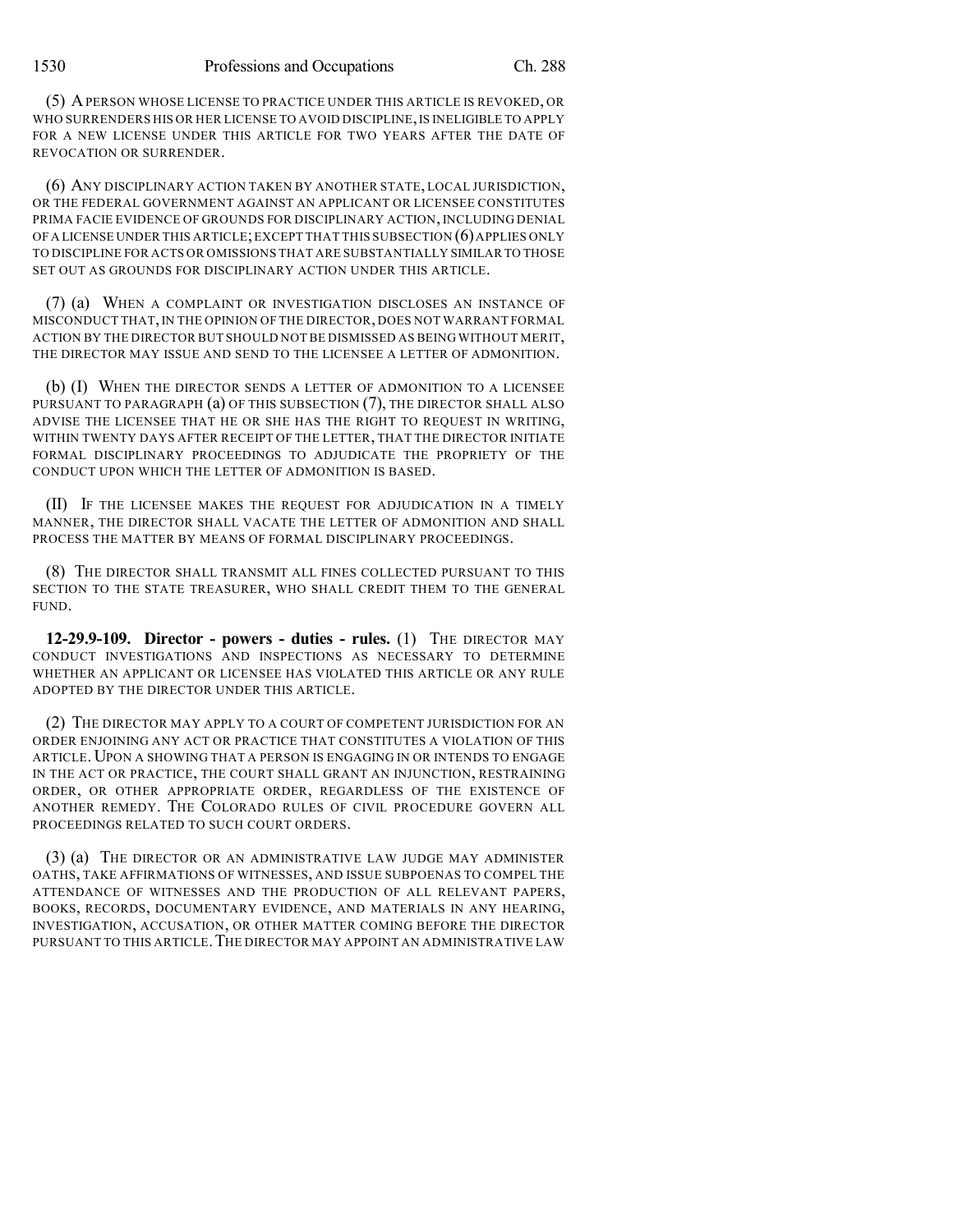(5) A PERSON WHOSE LICENSE TO PRACTICE UNDER THIS ARTICLE IS REVOKED, OR WHO SURRENDERS HIS OR HER LICENSE TO AVOID DISCIPLINE, IS INELIGIBLE TO APPLY FOR A NEW LICENSE UNDER THIS ARTICLE FOR TWO YEARS AFTER THE DATE OF REVOCATION OR SURRENDER.

(6) ANY DISCIPLINARY ACTION TAKEN BY ANOTHER STATE, LOCAL JURISDICTION, OR THE FEDERAL GOVERNMENT AGAINST AN APPLICANT OR LICENSEE CONSTITUTES PRIMA FACIE EVIDENCE OF GROUNDS FOR DISCIPLINARY ACTION, INCLUDING DENIAL OF A LICENSE UNDER THIS ARTICLE; EXCEPT THAT THIS SUBSECTION (6) APPLIES ONLY TO DISCIPLINE FOR ACTS OR OMISSIONS THAT ARE SUBSTANTIALLY SIMILAR TO THOSE SET OUT AS GROUNDS FOR DISCIPLINARY ACTION UNDER THIS ARTICLE.

(7) (a) WHEN A COMPLAINT OR INVESTIGATION DISCLOSES AN INSTANCE OF MISCONDUCT THAT, IN THE OPINION OF THE DIRECTOR, DOES NOT WARRANT FORMAL ACTION BY THE DIRECTOR BUT SHOULD NOT BE DISMISSED AS BEING WITHOUT MERIT, THE DIRECTOR MAY ISSUE AND SEND TO THE LICENSEE A LETTER OF ADMONITION.

(b) (I) WHEN THE DIRECTOR SENDS A LETTER OF ADMONITION TO A LICENSEE PURSUANT TO PARAGRAPH (a) OF THIS SUBSECTION (7), THE DIRECTOR SHALL ALSO ADVISE THE LICENSEE THAT HE OR SHE HAS THE RIGHT TO REQUEST IN WRITING, WITHIN TWENTY DAYS AFTER RECEIPT OF THE LETTER, THAT THE DIRECTOR INITIATE FORMAL DISCIPLINARY PROCEEDINGS TO ADJUDICATE THE PROPRIETY OF THE CONDUCT UPON WHICH THE LETTER OF ADMONITION IS BASED.

(II) IF THE LICENSEE MAKES THE REQUEST FOR ADJUDICATION IN A TIMELY MANNER, THE DIRECTOR SHALL VACATE THE LETTER OF ADMONITION AND SHALL PROCESS THE MATTER BY MEANS OF FORMAL DISCIPLINARY PROCEEDINGS.

(8) THE DIRECTOR SHALL TRANSMIT ALL FINES COLLECTED PURSUANT TO THIS SECTION TO THE STATE TREASURER, WHO SHALL CREDIT THEM TO THE GENERAL FUND.

**12-29.9-109. Director - powers - duties - rules.** (1) THE DIRECTOR MAY CONDUCT INVESTIGATIONS AND INSPECTIONS AS NECESSARY TO DETERMINE WHETHER AN APPLICANT OR LICENSEE HAS VIOLATED THIS ARTICLE OR ANY RULE ADOPTED BY THE DIRECTOR UNDER THIS ARTICLE.

(2) THE DIRECTOR MAY APPLY TO A COURT OF COMPETENT JURISDICTION FOR AN ORDER ENJOINING ANY ACT OR PRACTICE THAT CONSTITUTES A VIOLATION OF THIS ARTICLE. UPON A SHOWING THAT A PERSON IS ENGAGING IN OR INTENDS TO ENGAGE IN THE ACT OR PRACTICE, THE COURT SHALL GRANT AN INJUNCTION, RESTRAINING ORDER, OR OTHER APPROPRIATE ORDER, REGARDLESS OF THE EXISTENCE OF ANOTHER REMEDY. THE COLORADO RULES OF CIVIL PROCEDURE GOVERN ALL PROCEEDINGS RELATED TO SUCH COURT ORDERS.

(3) (a) THE DIRECTOR OR AN ADMINISTRATIVE LAW JUDGE MAY ADMINISTER OATHS, TAKE AFFIRMATIONS OF WITNESSES, AND ISSUE SUBPOENAS TO COMPEL THE ATTENDANCE OF WITNESSES AND THE PRODUCTION OF ALL RELEVANT PAPERS, BOOKS, RECORDS, DOCUMENTARY EVIDENCE, AND MATERIALS IN ANY HEARING, INVESTIGATION, ACCUSATION, OR OTHER MATTER COMING BEFORE THE DIRECTOR PURSUANT TO THIS ARTICLE. THE DIRECTOR MAY APPOINT AN ADMINISTRATIVE LAW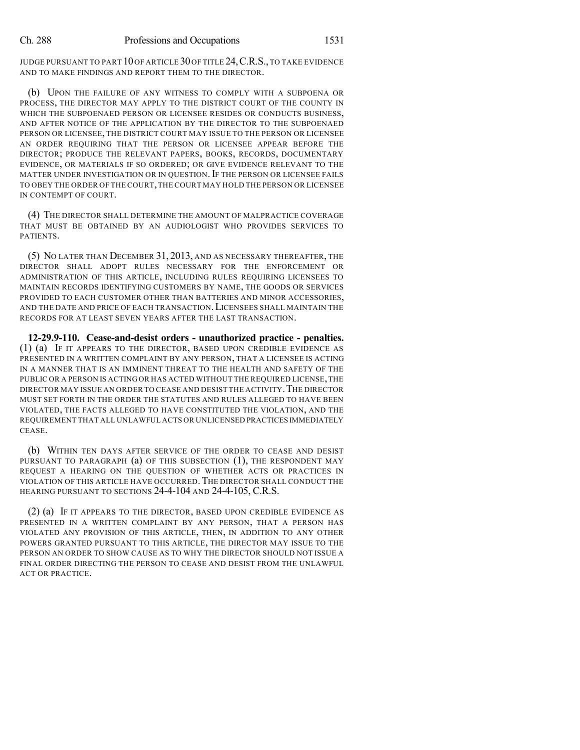JUDGE PURSUANT TO PART 10 OF ARTICLE 30 OF TITLE 24, C.R.S., TO TAKE EVIDENCE AND TO MAKE FINDINGS AND REPORT THEM TO THE DIRECTOR.

(b) UPON THE FAILURE OF ANY WITNESS TO COMPLY WITH A SUBPOENA OR PROCESS, THE DIRECTOR MAY APPLY TO THE DISTRICT COURT OF THE COUNTY IN WHICH THE SUBPOENAED PERSON OR LICENSEE RESIDES OR CONDUCTS BUSINESS, AND AFTER NOTICE OF THE APPLICATION BY THE DIRECTOR TO THE SUBPOENAED PERSON OR LICENSEE, THE DISTRICT COURT MAY ISSUE TO THE PERSON OR LICENSEE AN ORDER REQUIRING THAT THE PERSON OR LICENSEE APPEAR BEFORE THE DIRECTOR; PRODUCE THE RELEVANT PAPERS, BOOKS, RECORDS, DOCUMENTARY EVIDENCE, OR MATERIALS IF SO ORDERED; OR GIVE EVIDENCE RELEVANT TO THE MATTER UNDER INVESTIGATION OR IN QUESTION. IF THE PERSON OR LICENSEE FAILS TO OBEY THE ORDER OF THE COURT, THE COURT MAY HOLD THE PERSON OR LICENSEE IN CONTEMPT OF COURT.

(4) THE DIRECTOR SHALL DETERMINE THE AMOUNT OF MALPRACTICE COVERAGE THAT MUST BE OBTAINED BY AN AUDIOLOGIST WHO PROVIDES SERVICES TO PATIENTS.

(5) NO LATER THAN DECEMBER 31, 2013, AND AS NECESSARY THEREAFTER, THE DIRECTOR SHALL ADOPT RULES NECESSARY FOR THE ENFORCEMENT OR ADMINISTRATION OF THIS ARTICLE, INCLUDING RULES REQUIRING LICENSEES TO MAINTAIN RECORDS IDENTIFYING CUSTOMERS BY NAME, THE GOODS OR SERVICES PROVIDED TO EACH CUSTOMER OTHER THAN BATTERIES AND MINOR ACCESSORIES, AND THE DATE AND PRICE OF EACH TRANSACTION. LICENSEES SHALL MAINTAIN THE RECORDS FOR AT LEAST SEVEN YEARS AFTER THE LAST TRANSACTION.

**12-29.9-110. Cease-and-desist orders - unauthorized practice - penalties.** (1) (a) IF IT APPEARS TO THE DIRECTOR, BASED UPON CREDIBLE EVIDENCE AS PRESENTED IN A WRITTEN COMPLAINT BY ANY PERSON, THAT A LICENSEE IS ACTING IN A MANNER THAT IS AN IMMINENT THREAT TO THE HEALTH AND SAFETY OF THE PUBLIC OR A PERSON IS ACTING OR HAS ACTED WITHOUT THE REQUIRED LICENSE, THE DIRECTOR MAY ISSUE AN ORDER TO CEASE AND DESIST THE ACTIVITY. THE DIRECTOR MUST SET FORTH IN THE ORDER THE STATUTES AND RULES ALLEGED TO HAVE BEEN VIOLATED, THE FACTS ALLEGED TO HAVE CONSTITUTED THE VIOLATION, AND THE REQUIREMENT THAT ALL UNLAWFUL ACTS OR UNLICENSED PRACTICES IMMEDIATELY CEASE.

(b) WITHIN TEN DAYS AFTER SERVICE OF THE ORDER TO CEASE AND DESIST PURSUANT TO PARAGRAPH (a) OF THIS SUBSECTION (1), THE RESPONDENT MAY REQUEST A HEARING ON THE QUESTION OF WHETHER ACTS OR PRACTICES IN VIOLATION OF THIS ARTICLE HAVE OCCURRED. THE DIRECTOR SHALL CONDUCT THE HEARING PURSUANT TO SECTIONS 24-4-104 AND 24-4-105, C.R.S.

(2) (a) IF IT APPEARS TO THE DIRECTOR, BASED UPON CREDIBLE EVIDENCE AS PRESENTED IN A WRITTEN COMPLAINT BY ANY PERSON, THAT A PERSON HAS VIOLATED ANY PROVISION OF THIS ARTICLE, THEN, IN ADDITION TO ANY OTHER POWERS GRANTED PURSUANT TO THIS ARTICLE, THE DIRECTOR MAY ISSUE TO THE PERSON AN ORDER TO SHOW CAUSE AS TO WHY THE DIRECTOR SHOULD NOT ISSUE A FINAL ORDER DIRECTING THE PERSON TO CEASE AND DESIST FROM THE UNLAWFUL ACT OR PRACTICE.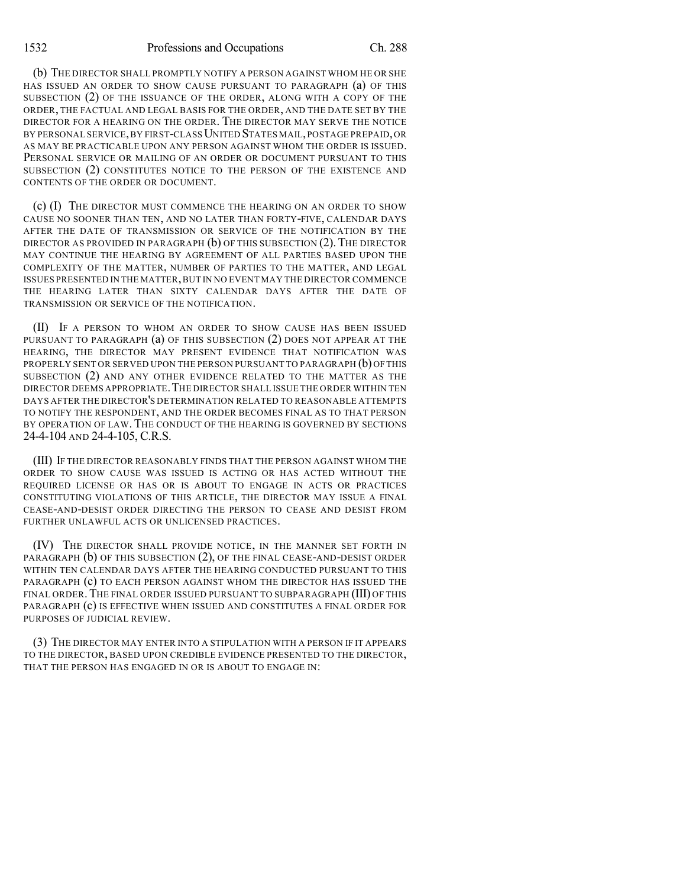(b) THE DIRECTOR SHALL PROMPTLY NOTIFY A PERSON AGAINST WHOM HE OR SHE HAS ISSUED AN ORDER TO SHOW CAUSE PURSUANT TO PARAGRAPH (a) OF THIS SUBSECTION (2) OF THE ISSUANCE OF THE ORDER, ALONG WITH A COPY OF THE ORDER, THE FACTUAL AND LEGAL BASIS FOR THE ORDER, AND THE DATE SET BY THE DIRECTOR FOR A HEARING ON THE ORDER. THE DIRECTOR MAY SERVE THE NOTICE BY PERSONAL SERVICE, BY FIRST-CLASS UNITED STATES MAIL, POSTAGE PREPAID, OR AS MAY BE PRACTICABLE UPON ANY PERSON AGAINST WHOM THE ORDER IS ISSUED. PERSONAL SERVICE OR MAILING OF AN ORDER OR DOCUMENT PURSUANT TO THIS SUBSECTION (2) CONSTITUTES NOTICE TO THE PERSON OF THE EXISTENCE AND CONTENTS OF THE ORDER OR DOCUMENT.

(c) (I) THE DIRECTOR MUST COMMENCE THE HEARING ON AN ORDER TO SHOW CAUSE NO SOONER THAN TEN, AND NO LATER THAN FORTY-FIVE, CALENDAR DAYS AFTER THE DATE OF TRANSMISSION OR SERVICE OF THE NOTIFICATION BY THE DIRECTOR AS PROVIDED IN PARAGRAPH (b) OF THIS SUBSECTION (2). THE DIRECTOR MAY CONTINUE THE HEARING BY AGREEMENT OF ALL PARTIES BASED UPON THE COMPLEXITY OF THE MATTER, NUMBER OF PARTIES TO THE MATTER, AND LEGAL ISSUES PRESENTED IN THE MATTER, BUT IN NO EVENT MAY THE DIRECTOR COMMENCE THE HEARING LATER THAN SIXTY CALENDAR DAYS AFTER THE DATE OF TRANSMISSION OR SERVICE OF THE NOTIFICATION.

(II) IF A PERSON TO WHOM AN ORDER TO SHOW CAUSE HAS BEEN ISSUED PURSUANT TO PARAGRAPH (a) OF THIS SUBSECTION (2) DOES NOT APPEAR AT THE HEARING, THE DIRECTOR MAY PRESENT EVIDENCE THAT NOTIFICATION WAS PROPERLY SENT OR SERVED UPON THE PERSON PURSUANT TO PARAGRAPH (b) OF THIS SUBSECTION (2) AND ANY OTHER EVIDENCE RELATED TO THE MATTER AS THE DIRECTOR DEEMS APPROPRIATE. THE DIRECTOR SHALL ISSUE THE ORDER WITHIN TEN DAYS AFTER THE DIRECTOR'S DETERMINATION RELATED TO REASONABLE ATTEMPTS TO NOTIFY THE RESPONDENT, AND THE ORDER BECOMES FINAL AS TO THAT PERSON BY OPERATION OF LAW. THE CONDUCT OF THE HEARING IS GOVERNED BY SECTIONS 24-4-104 AND 24-4-105, C.R.S.

(III) IF THE DIRECTOR REASONABLY FINDS THAT THE PERSON AGAINST WHOM THE ORDER TO SHOW CAUSE WAS ISSUED IS ACTING OR HAS ACTED WITHOUT THE REQUIRED LICENSE OR HAS OR IS ABOUT TO ENGAGE IN ACTS OR PRACTICES CONSTITUTING VIOLATIONS OF THIS ARTICLE, THE DIRECTOR MAY ISSUE A FINAL CEASE-AND-DESIST ORDER DIRECTING THE PERSON TO CEASE AND DESIST FROM FURTHER UNLAWFUL ACTS OR UNLICENSED PRACTICES.

(IV) THE DIRECTOR SHALL PROVIDE NOTICE, IN THE MANNER SET FORTH IN PARAGRAPH (b) OF THIS SUBSECTION (2), OF THE FINAL CEASE-AND-DESIST ORDER WITHIN TEN CALENDAR DAYS AFTER THE HEARING CONDUCTED PURSUANT TO THIS PARAGRAPH (c) TO EACH PERSON AGAINST WHOM THE DIRECTOR HAS ISSUED THE FINAL ORDER. THE FINAL ORDER ISSUED PURSUANT TO SUBPARAGRAPH (III) OF THIS PARAGRAPH (c) IS EFFECTIVE WHEN ISSUED AND CONSTITUTES A FINAL ORDER FOR PURPOSES OF JUDICIAL REVIEW.

(3) THE DIRECTOR MAY ENTER INTO A STIPULATION WITH A PERSON IF IT APPEARS TO THE DIRECTOR, BASED UPON CREDIBLE EVIDENCE PRESENTED TO THE DIRECTOR, THAT THE PERSON HAS ENGAGED IN OR IS ABOUT TO ENGAGE IN: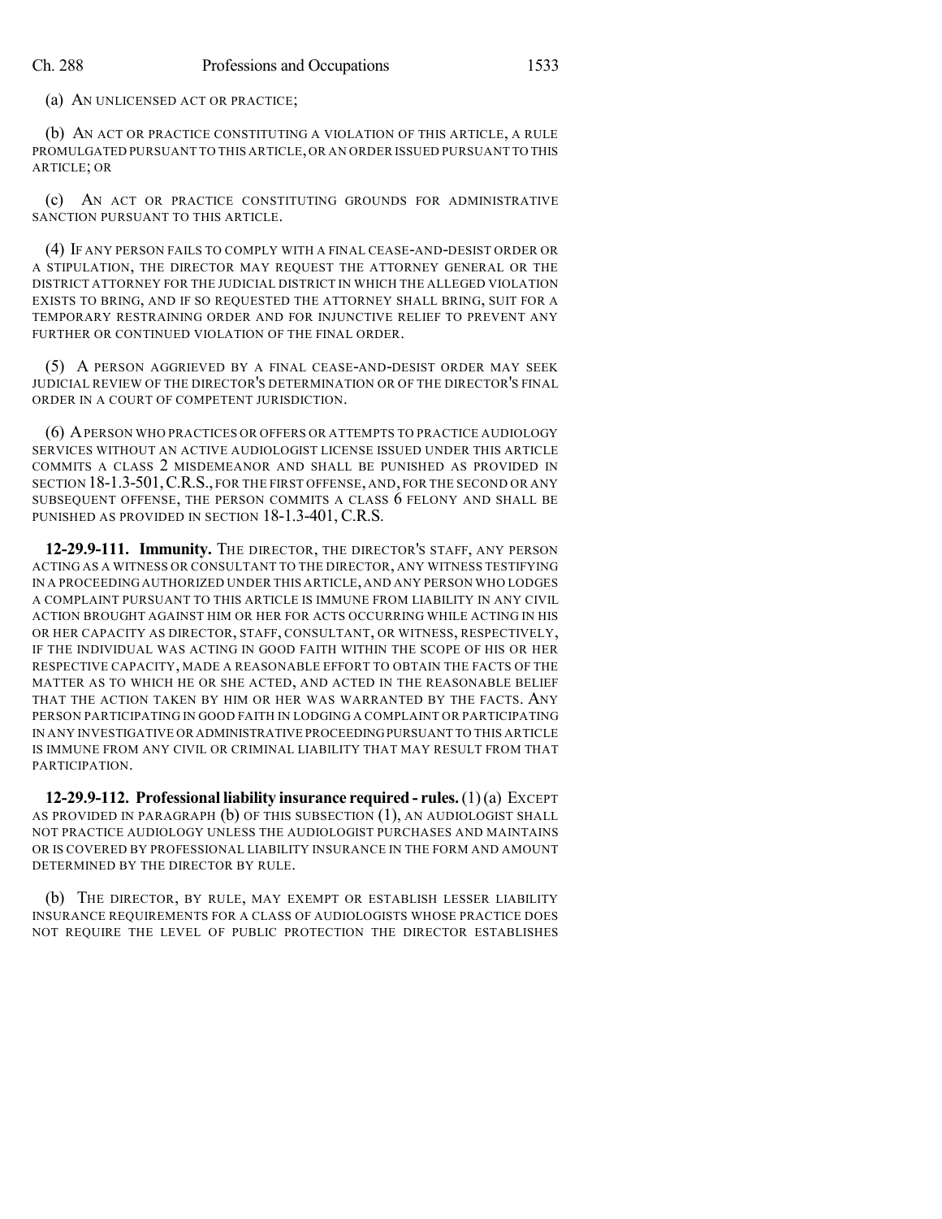(a) AN UNLICENSED ACT OR PRACTICE;

(b) AN ACT OR PRACTICE CONSTITUTING A VIOLATION OF THIS ARTICLE, A RULE PROMULGATED PURSUANT TO THIS ARTICLE, OR AN ORDER ISSUED PURSUANT TO THIS ARTICLE; OR

(c) AN ACT OR PRACTICE CONSTITUTING GROUNDS FOR ADMINISTRATIVE SANCTION PURSUANT TO THIS ARTICLE.

(4) IF ANY PERSON FAILS TO COMPLY WITH A FINAL CEASE-AND-DESIST ORDER OR A STIPULATION, THE DIRECTOR MAY REQUEST THE ATTORNEY GENERAL OR THE DISTRICT ATTORNEY FOR THE JUDICIAL DISTRICT IN WHICH THE ALLEGED VIOLATION EXISTS TO BRING, AND IF SO REQUESTED THE ATTORNEY SHALL BRING, SUIT FOR A TEMPORARY RESTRAINING ORDER AND FOR INJUNCTIVE RELIEF TO PREVENT ANY FURTHER OR CONTINUED VIOLATION OF THE FINAL ORDER.

(5) A PERSON AGGRIEVED BY A FINAL CEASE-AND-DESIST ORDER MAY SEEK JUDICIAL REVIEW OF THE DIRECTOR'S DETERMINATION OR OF THE DIRECTOR'S FINAL ORDER IN A COURT OF COMPETENT JURISDICTION.

(6) A PERSON WHO PRACTICES OR OFFERS OR ATTEMPTS TO PRACTICE AUDIOLOGY SERVICES WITHOUT AN ACTIVE AUDIOLOGIST LICENSE ISSUED UNDER THIS ARTICLE COMMITS A CLASS 2 MISDEMEANOR AND SHALL BE PUNISHED AS PROVIDED IN SECTION 18-1.3-501, C.R.S., FOR THE FIRST OFFENSE, AND, FOR THE SECOND OR ANY SUBSEQUENT OFFENSE, THE PERSON COMMITS A CLASS 6 FELONY AND SHALL BE PUNISHED AS PROVIDED IN SECTION 18-1.3-401, C.R.S.

**12-29.9-111. Immunity.** THE DIRECTOR, THE DIRECTOR'S STAFF, ANY PERSON ACTING AS A WITNESS OR CONSULTANT TO THE DIRECTOR, ANY WITNESS TESTIFYING IN A PROCEEDING AUTHORIZED UNDER THIS ARTICLE, AND ANY PERSON WHO LODGES A COMPLAINT PURSUANT TO THIS ARTICLE IS IMMUNE FROM LIABILITY IN ANY CIVIL ACTION BROUGHT AGAINST HIM OR HER FOR ACTS OCCURRING WHILE ACTING IN HIS OR HER CAPACITY AS DIRECTOR, STAFF, CONSULTANT, OR WITNESS, RESPECTIVELY, IF THE INDIVIDUAL WAS ACTING IN GOOD FAITH WITHIN THE SCOPE OF HIS OR HER RESPECTIVE CAPACITY, MADE A REASONABLE EFFORT TO OBTAIN THE FACTS OF THE MATTER AS TO WHICH HE OR SHE ACTED, AND ACTED IN THE REASONABLE BELIEF THAT THE ACTION TAKEN BY HIM OR HER WAS WARRANTED BY THE FACTS. ANY PERSON PARTICIPATING IN GOOD FAITH IN LODGING A COMPLAINT OR PARTICIPATING IN ANY INVESTIGATIVE OR ADMINISTRATIVE PROCEEDING PURSUANT TO THIS ARTICLE IS IMMUNE FROM ANY CIVIL OR CRIMINAL LIABILITY THAT MAY RESULT FROM THAT PARTICIPATION.

**12-29.9-112. Professional liability insurance required - rules.** (1) (a) EXCEPT AS PROVIDED IN PARAGRAPH (b) OF THIS SUBSECTION (1), AN AUDIOLOGIST SHALL NOT PRACTICE AUDIOLOGY UNLESS THE AUDIOLOGIST PURCHASES AND MAINTAINS OR IS COVERED BY PROFESSIONAL LIABILITY INSURANCE IN THE FORM AND AMOUNT DETERMINED BY THE DIRECTOR BY RULE.

(b) THE DIRECTOR, BY RULE, MAY EXEMPT OR ESTABLISH LESSER LIABILITY INSURANCE REQUIREMENTS FOR A CLASS OF AUDIOLOGISTS WHOSE PRACTICE DOES NOT REQUIRE THE LEVEL OF PUBLIC PROTECTION THE DIRECTOR ESTABLISHES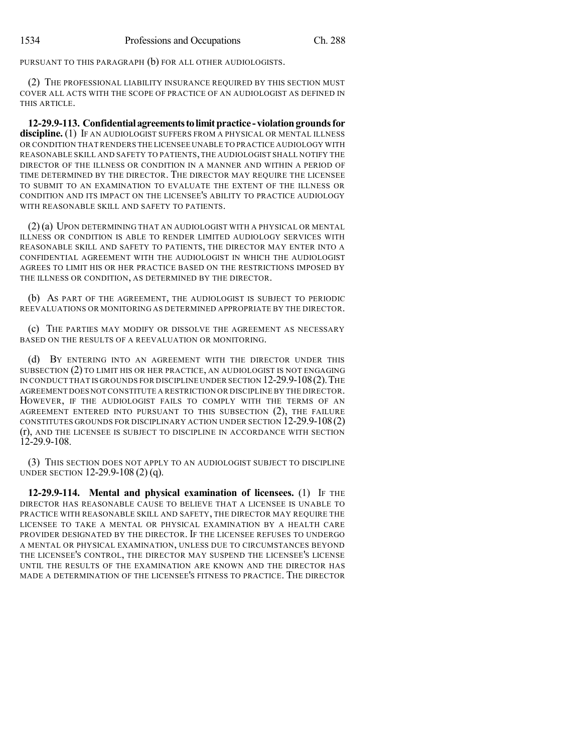PURSUANT TO THIS PARAGRAPH (b) FOR ALL OTHER AUDIOLOGISTS.

(2) THE PROFESSIONAL LIABILITY INSURANCE REQUIRED BY THIS SECTION MUST COVER ALL ACTS WITH THE SCOPE OF PRACTICE OF AN AUDIOLOGIST AS DEFINED IN THIS ARTICLE.

**12-29.9-113. Confidential agreements to limit practice - violation grounds for discipline.** (1) IF AN AUDIOLOGIST SUFFERS FROM A PHYSICAL OR MENTAL ILLNESS OR CONDITION THAT RENDERS THE LICENSEE UNABLE TO PRACTICE AUDIOLOGY WITH REASONABLE SKILL AND SAFETY TO PATIENTS, THE AUDIOLOGIST SHALL NOTIFY THE DIRECTOR OF THE ILLNESS OR CONDITION IN A MANNER AND WITHIN A PERIOD OF TIME DETERMINED BY THE DIRECTOR. THE DIRECTOR MAY REQUIRE THE LICENSEE TO SUBMIT TO AN EXAMINATION TO EVALUATE THE EXTENT OF THE ILLNESS OR CONDITION AND ITS IMPACT ON THE LICENSEE'S ABILITY TO PRACTICE AUDIOLOGY WITH REASONABLE SKILL AND SAFETY TO PATIENTS.

(2) (a) UPON DETERMINING THAT AN AUDIOLOGIST WITH A PHYSICAL OR MENTAL ILLNESS OR CONDITION IS ABLE TO RENDER LIMITED AUDIOLOGY SERVICES WITH REASONABLE SKILL AND SAFETY TO PATIENTS, THE DIRECTOR MAY ENTER INTO A CONFIDENTIAL AGREEMENT WITH THE AUDIOLOGIST IN WHICH THE AUDIOLOGIST AGREES TO LIMIT HIS OR HER PRACTICE BASED ON THE RESTRICTIONS IMPOSED BY THE ILLNESS OR CONDITION, AS DETERMINED BY THE DIRECTOR.

(b) AS PART OF THE AGREEMENT, THE AUDIOLOGIST IS SUBJECT TO PERIODIC REEVALUATIONS OR MONITORING AS DETERMINED APPROPRIATE BY THE DIRECTOR.

(c) THE PARTIES MAY MODIFY OR DISSOLVE THE AGREEMENT AS NECESSARY BASED ON THE RESULTS OF A REEVALUATION OR MONITORING.

(d) BY ENTERING INTO AN AGREEMENT WITH THE DIRECTOR UNDER THIS SUBSECTION (2) TO LIMIT HIS OR HER PRACTICE, AN AUDIOLOGIST IS NOT ENGAGING IN CONDUCT THAT IS GROUNDS FOR DISCIPLINE UNDER SECTION 12-29.9-108 (2). THE AGREEMENT DOES NOT CONSTITUTE A RESTRICTION OR DISCIPLINE BY THE DIRECTOR. HOWEVER, IF THE AUDIOLOGIST FAILS TO COMPLY WITH THE TERMS OF AN AGREEMENT ENTERED INTO PURSUANT TO THIS SUBSECTION (2), THE FAILURE CONSTITUTES GROUNDS FOR DISCIPLINARY ACTION UNDER SECTION 12-29.9-108 (2) (r), AND THE LICENSEE IS SUBJECT TO DISCIPLINE IN ACCORDANCE WITH SECTION 12-29.9-108.

(3) THIS SECTION DOES NOT APPLY TO AN AUDIOLOGIST SUBJECT TO DISCIPLINE UNDER SECTION 12-29.9-108 (2) (q).

**12-29.9-114. Mental and physical examination of licensees.** (1) IF THE DIRECTOR HAS REASONABLE CAUSE TO BELIEVE THAT A LICENSEE IS UNABLE TO PRACTICE WITH REASONABLE SKILL AND SAFETY, THE DIRECTOR MAY REQUIRE THE LICENSEE TO TAKE A MENTAL OR PHYSICAL EXAMINATION BY A HEALTH CARE PROVIDER DESIGNATED BY THE DIRECTOR. IF THE LICENSEE REFUSES TO UNDERGO A MENTAL OR PHYSICAL EXAMINATION, UNLESS DUE TO CIRCUMSTANCES BEYOND THE LICENSEE'S CONTROL, THE DIRECTOR MAY SUSPEND THE LICENSEE'S LICENSE UNTIL THE RESULTS OF THE EXAMINATION ARE KNOWN AND THE DIRECTOR HAS MADE A DETERMINATION OF THE LICENSEE'S FITNESS TO PRACTICE. THE DIRECTOR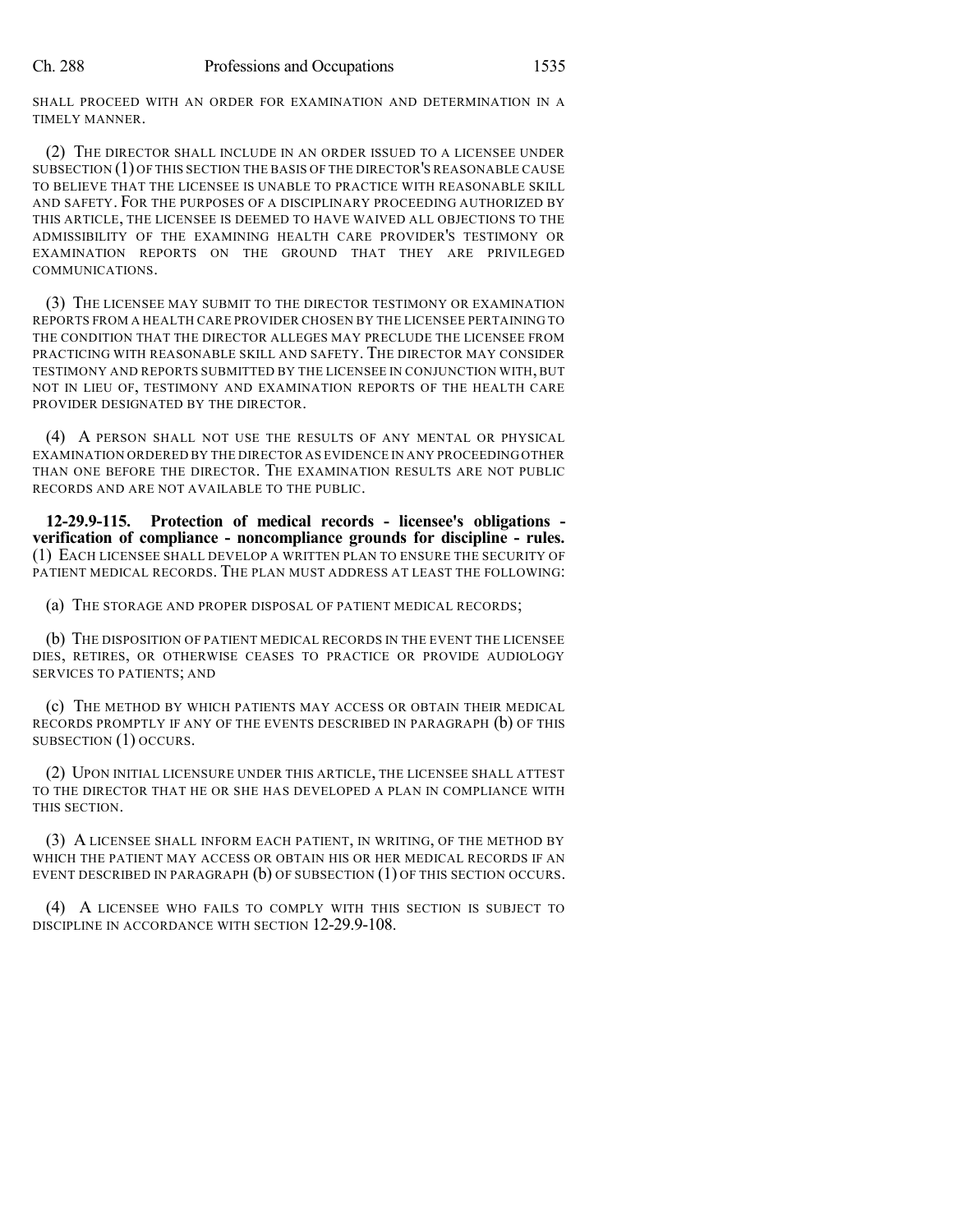SHALL PROCEED WITH AN ORDER FOR EXAMINATION AND DETERMINATION IN A TIMELY MANNER.

(2) THE DIRECTOR SHALL INCLUDE IN AN ORDER ISSUED TO A LICENSEE UNDER SUBSECTION (1) OF THIS SECTION THE BASIS OF THE DIRECTOR'S REASONABLE CAUSE TO BELIEVE THAT THE LICENSEE IS UNABLE TO PRACTICE WITH REASONABLE SKILL AND SAFETY. FOR THE PURPOSES OF A DISCIPLINARY PROCEEDING AUTHORIZED BY THIS ARTICLE, THE LICENSEE IS DEEMED TO HAVE WAIVED ALL OBJECTIONS TO THE ADMISSIBILITY OF THE EXAMINING HEALTH CARE PROVIDER'S TESTIMONY OR EXAMINATION REPORTS ON THE GROUND THAT THEY ARE PRIVILEGED COMMUNICATIONS.

(3) THE LICENSEE MAY SUBMIT TO THE DIRECTOR TESTIMONY OR EXAMINATION REPORTS FROM A HEALTH CARE PROVIDER CHOSEN BY THE LICENSEE PERTAINING TO THE CONDITION THAT THE DIRECTOR ALLEGES MAY PRECLUDE THE LICENSEE FROM PRACTICING WITH REASONABLE SKILL AND SAFETY. THE DIRECTOR MAY CONSIDER TESTIMONY AND REPORTS SUBMITTED BY THE LICENSEE IN CONJUNCTION WITH, BUT NOT IN LIEU OF, TESTIMONY AND EXAMINATION REPORTS OF THE HEALTH CARE PROVIDER DESIGNATED BY THE DIRECTOR.

(4) A PERSON SHALL NOT USE THE RESULTS OF ANY MENTAL OR PHYSICAL EXAMINATION ORDERED BY THE DIRECTOR AS EVIDENCE IN ANY PROCEEDING OTHER THAN ONE BEFORE THE DIRECTOR. THE EXAMINATION RESULTS ARE NOT PUBLIC RECORDS AND ARE NOT AVAILABLE TO THE PUBLIC.

**12-29.9-115. Protection of medical records - licensee's obligations - verification of compliance - noncompliance grounds for discipline - rules.** (1) EACH LICENSEE SHALL DEVELOP A WRITTEN PLAN TO ENSURE THE SECURITY OF PATIENT MEDICAL RECORDS. THE PLAN MUST ADDRESS AT LEAST THE FOLLOWING:

(a) THE STORAGE AND PROPER DISPOSAL OF PATIENT MEDICAL RECORDS;

(b) THE DISPOSITION OF PATIENT MEDICAL RECORDS IN THE EVENT THE LICENSEE DIES, RETIRES, OR OTHERWISE CEASES TO PRACTICE OR PROVIDE AUDIOLOGY SERVICES TO PATIENTS; AND

(c) THE METHOD BY WHICH PATIENTS MAY ACCESS OR OBTAIN THEIR MEDICAL RECORDS PROMPTLY IF ANY OF THE EVENTS DESCRIBED IN PARAGRAPH (b) OF THIS SUBSECTION (1) OCCURS.

(2) UPON INITIAL LICENSURE UNDER THIS ARTICLE, THE LICENSEE SHALL ATTEST TO THE DIRECTOR THAT HE OR SHE HAS DEVELOPED A PLAN IN COMPLIANCE WITH THIS SECTION.

(3) A LICENSEE SHALL INFORM EACH PATIENT, IN WRITING, OF THE METHOD BY WHICH THE PATIENT MAY ACCESS OR OBTAIN HIS OR HER MEDICAL RECORDS IF AN EVENT DESCRIBED IN PARAGRAPH (b) OF SUBSECTION (1) OF THIS SECTION OCCURS.

(4) A LICENSEE WHO FAILS TO COMPLY WITH THIS SECTION IS SUBJECT TO DISCIPLINE IN ACCORDANCE WITH SECTION 12-29.9-108.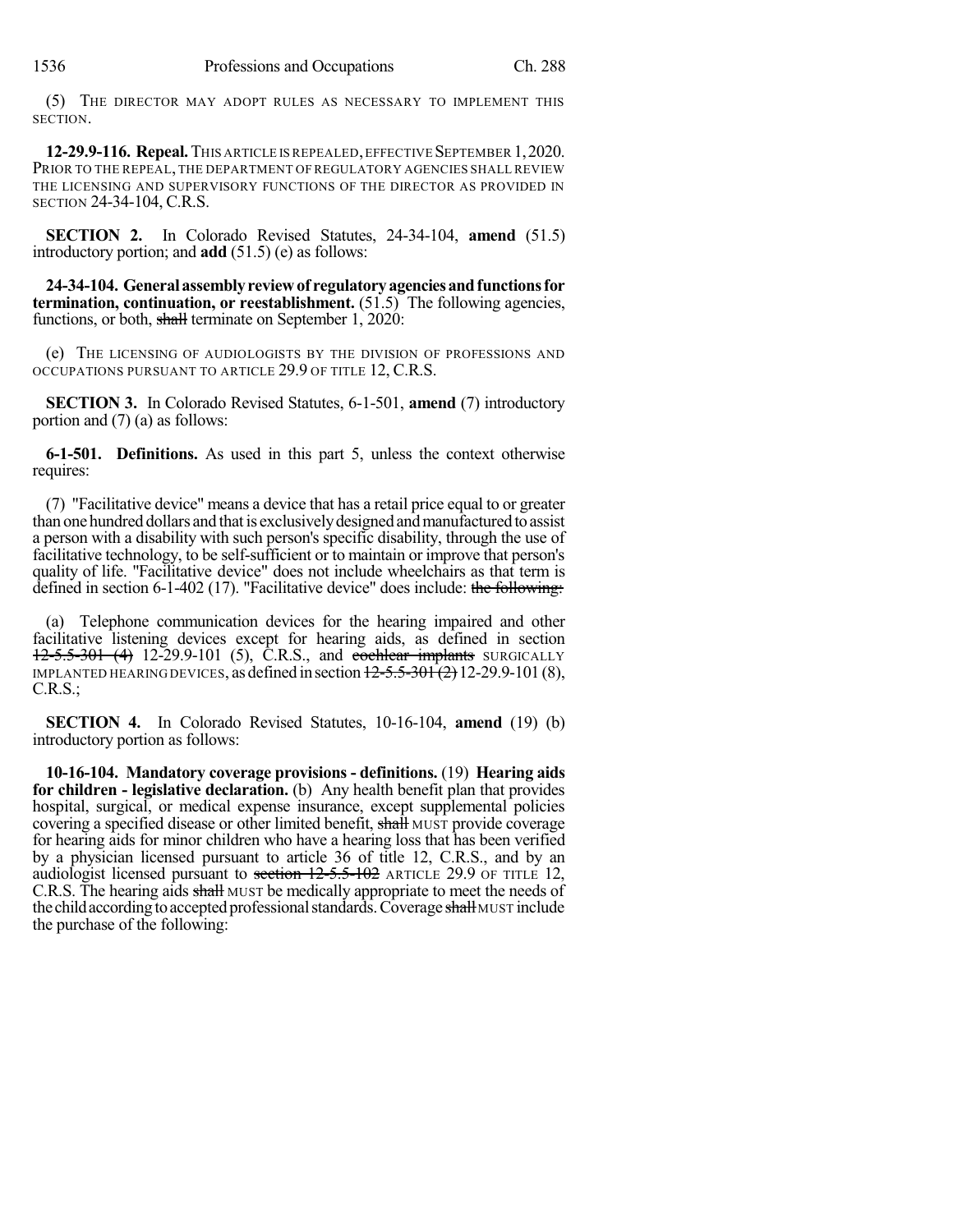(5) THE DIRECTOR MAY ADOPT RULES AS NECESSARY TO IMPLEMENT THIS SECTION.

**12-29.9-116. Repeal.** THIS ARTICLE IS REPEALED, EFFECTIVE SEPTEMBER 1, 2020. PRIOR TO THE REPEAL, THE DEPARTMENT OF REGULATORY AGENCIES SHALL REVIEW THE LICENSING AND SUPERVISORY FUNCTIONS OF THE DIRECTOR AS PROVIDED IN SECTION 24-34-104, C.R.S.

**SECTION 2.** In Colorado Revised Statutes, 24-34-104, **amend** (51.5) introductory portion; and **add** (51.5) (e) as follows:

**24-34-104. General assembly review of regulatory agencies and functions for termination, continuation, or reestablishment.** (51.5) The following agencies, functions, or both, ~~shall~~ terminate on September 1, 2020:

(e) THE LICENSING OF AUDIOLOGISTS BY THE DIVISION OF PROFESSIONS AND OCCUPATIONS PURSUANT TO ARTICLE 29.9 OF TITLE 12, C.R.S.

**SECTION 3.** In Colorado Revised Statutes, 6-1-501, **amend** (7) introductory portion and (7) (a) as follows:

**6-1-501. Definitions.** As used in this part 5, unless the context otherwise requires:

(7) "Facilitative device" means a device that has a retail price equal to or greater than one hundred dollars and that is exclusively designed and manufactured to assist a person with a disability with such person's specific disability, through the use of facilitative technology, to be self-sufficient or to maintain or improve that person's quality of life. "Facilitative device" does not include wheelchairs as that term is defined in section 6-1-402 (17). "Facilitative device" does include: ~~the following:~~

(a) Telephone communication devices for the hearing impaired and other facilitative listening devices except for hearing aids, as defined in section ~~12-5.5-301 (4)~~ 12-29.9-101 (5), C.R.S., and ~~cochlear implants~~ SURGICALLY IMPLANTED HEARING DEVICES, as defined in section ~~12-5.5-301 (2)~~ 12-29.9-101 (8), C.R.S.;

**SECTION 4.** In Colorado Revised Statutes, 10-16-104, **amend** (19) (b) introductory portion as follows:

**10-16-104. Mandatory coverage provisions - definitions.** (19) **Hearing aids for children - legislative declaration.** (b) Any health benefit plan that provides hospital, surgical, or medical expense insurance, except supplemental policies covering a specified disease or other limited benefit, ~~shall~~ MUST provide coverage for hearing aids for minor children who have a hearing loss that has been verified by a physician licensed pursuant to article 36 of title 12, C.R.S., and by an audiologist licensed pursuant to ~~section 12-5.5-102~~ ARTICLE 29.9 OF TITLE 12, C.R.S. The hearing aids ~~shall~~ MUST be medically appropriate to meet the needs of the child according to accepted professional standards. Coverage ~~shall~~ MUST include the purchase of the following: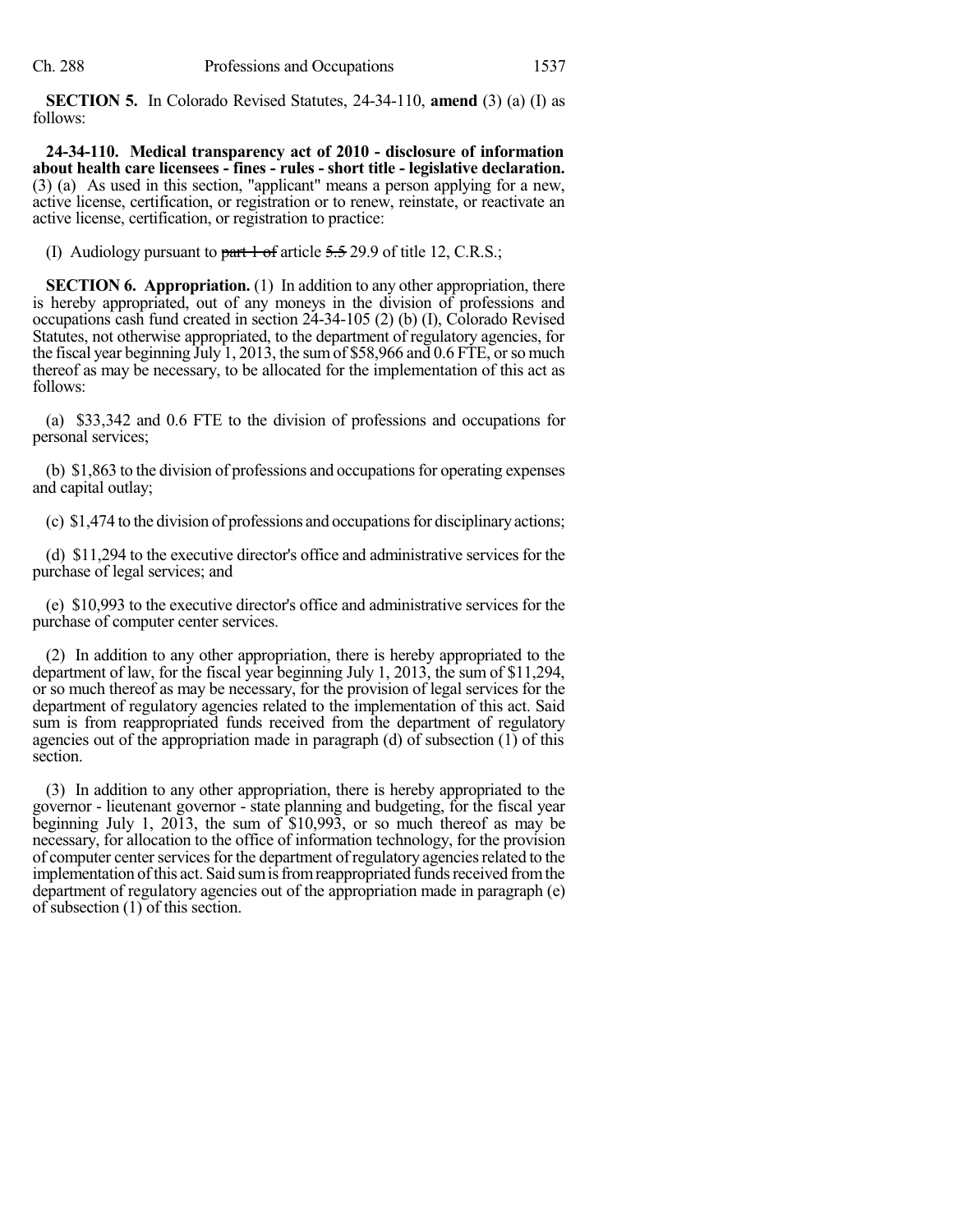**SECTION 5.** In Colorado Revised Statutes, 24-34-110, **amend** (3) (a) (I) as follows:

**24-34-110. Medical transparency act of 2010 - disclosure of information about health care licensees - fines - rules - short title - legislative declaration.** (3) (a) As used in this section, "applicant" means a person applying for a new, active license, certification, or registration or to renew, reinstate, or reactivate an active license, certification, or registration to practice:

(I) Audiology pursuant to ~~part 1 of~~ article ~~5.5~~ 29.9 of title 12, C.R.S.;

**SECTION 6. Appropriation.** (1) In addition to any other appropriation, there is hereby appropriated, out of any moneys in the division of professions and occupations cash fund created in section 24-34-105 (2) (b) (I), Colorado Revised Statutes, not otherwise appropriated, to the department of regulatory agencies, for the fiscal year beginning July 1, 2013, the sum of $58,966 and 0.6 FTE, or so much thereof as may be necessary, to be allocated for the implementation of this act as follows:

(a) $33,342 and 0.6 FTE to the division of professions and occupations for personal services;

(b) $1,863 to the division of professions and occupations for operating expenses and capital outlay;

(c) $1,474 to the division of professions and occupations for disciplinary actions;

(d) $11,294 to the executive director's office and administrative services for the purchase of legal services; and

(e) $10,993 to the executive director's office and administrative services for the purchase of computer center services.

(2) In addition to any other appropriation, there is hereby appropriated to the department of law, for the fiscal year beginning July 1, 2013, the sum of $11,294, or so much thereof as may be necessary, for the provision of legal services for the department of regulatory agencies related to the implementation of this act. Said sum is from reappropriated funds received from the department of regulatory agencies out of the appropriation made in paragraph (d) of subsection (1) of this section.

(3) In addition to any other appropriation, there is hereby appropriated to the governor - lieutenant governor - state planning and budgeting, for the fiscal year beginning July 1, 2013, the sum of $10,993, or so much thereof as may be necessary, for allocation to the office of information technology, for the provision of computer center services for the department of regulatory agencies related to the implementation of this act. Said sum is from reappropriated funds received from the department of regulatory agencies out of the appropriation made in paragraph (e) of subsection (1) of this section.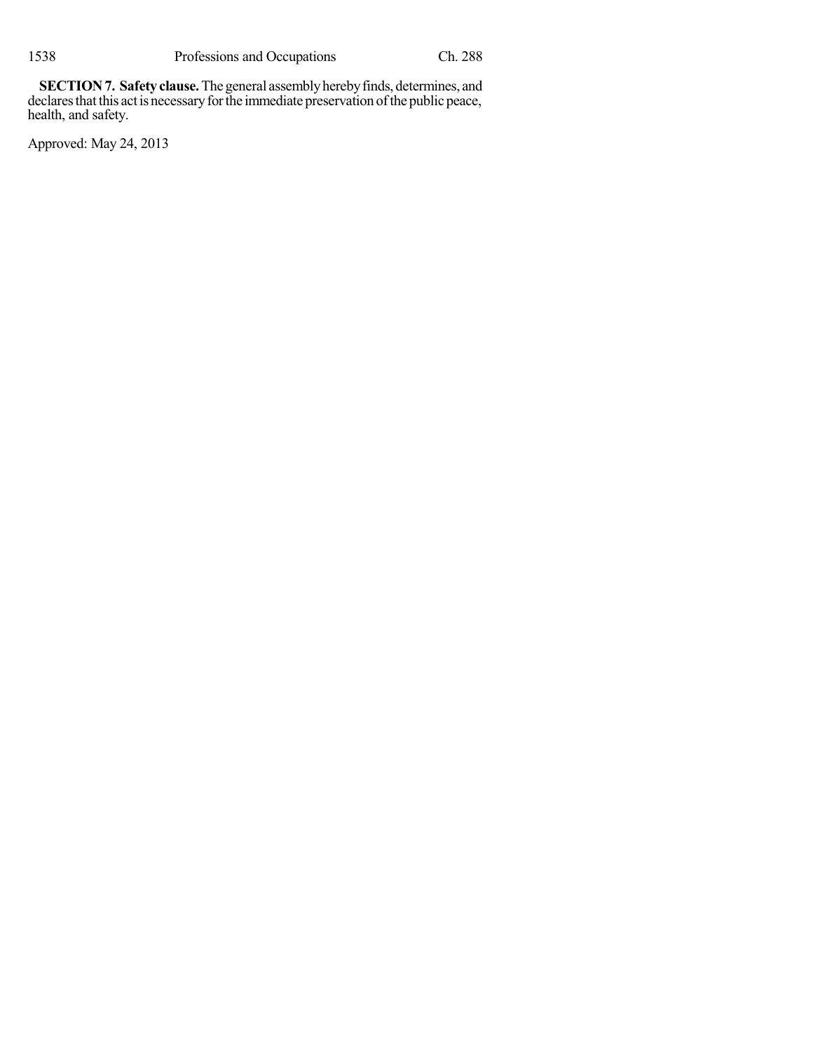**SECTION 7. Safety clause.** The general assembly hereby finds, determines, and declares that this act is necessary for the immediate preservation of the public peace, health, and safety.

Approved: May 24, 2013